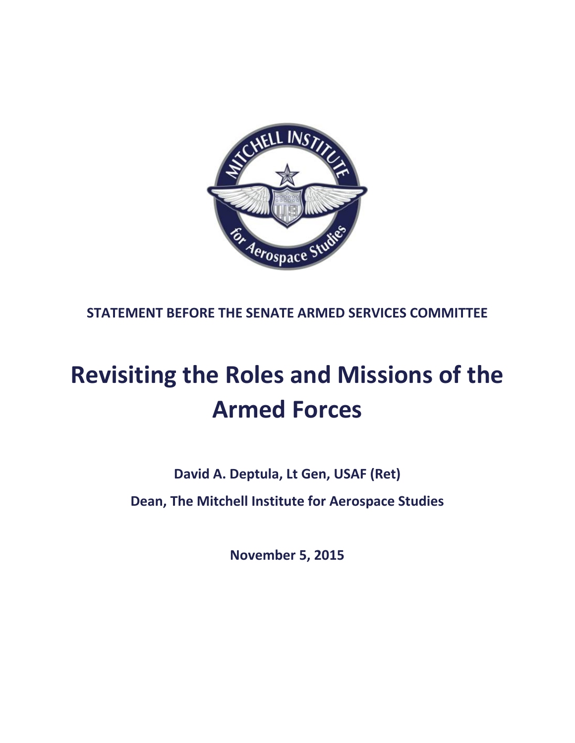**STATEMENT BEFORE THE SENATE ARMED SERVICES COMMITTEE**

# Revisiting the Roles and Missions of the Armed Forces

**David A. Deptula, Lt Gen, USAF (Ret)**

**Dean, The Mitchell Institute for Aerospace Studies**

**November 5, 2015**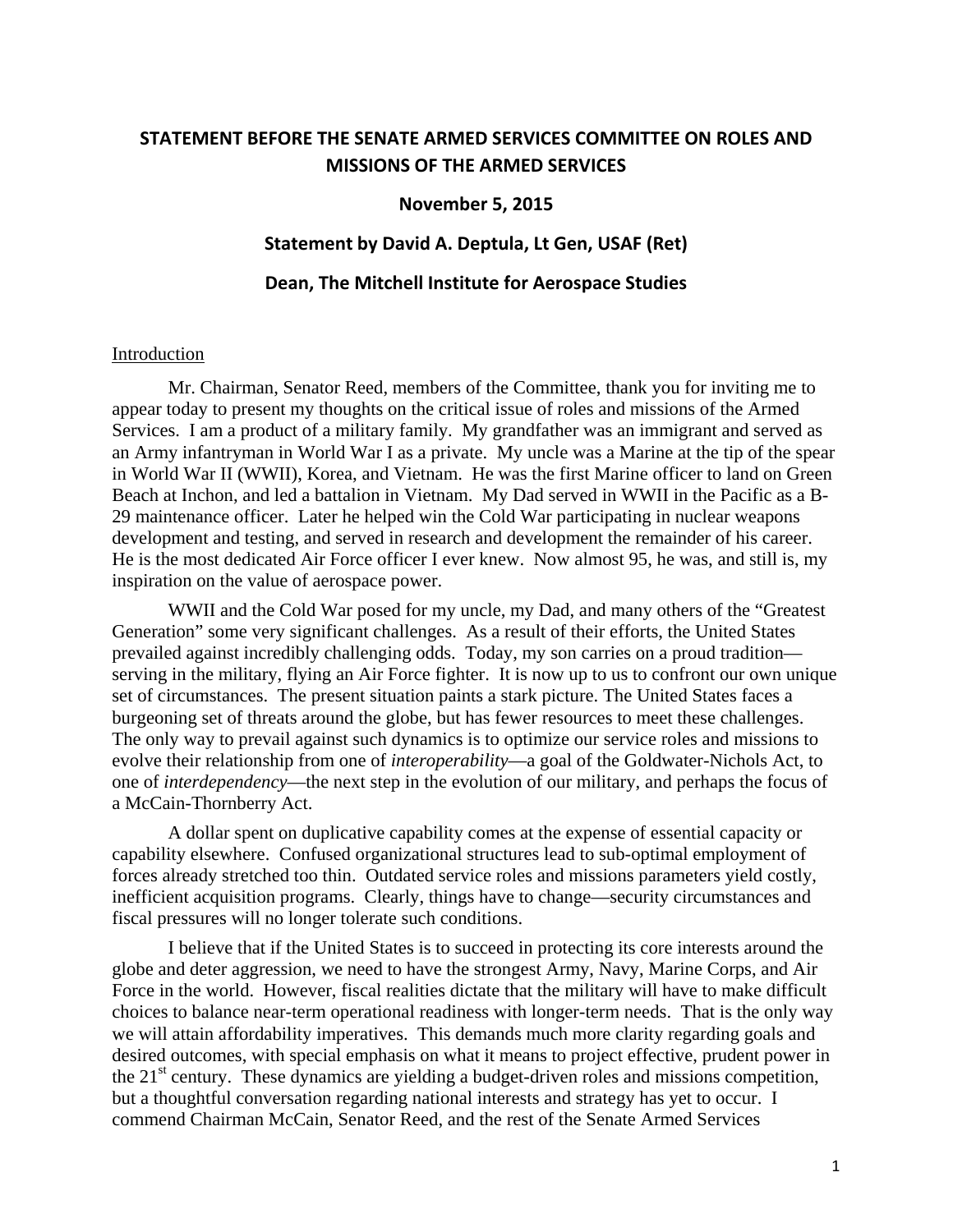**STATEMENT BEFORE THE SENATE ARMED SERVICES COMMITTEE ON ROLES AND MISSIONS OF THE ARMED SERVICES**

**November 5, 2015**

**Statement by David A. Deptula, Lt Gen, USAF (Ret)**

**Dean, The Mitchell Institute for Aerospace Studies**

Introduction

Mr. Chairman, Senator Reed, members of the Committee, thank you for inviting me to appear today to present my thoughts on the critical issue of roles and missions of the Armed Services. I am a product of a military family. My grandfather was an immigrant and served as an Army infantryman in World War I as a private. My uncle was a Marine at the tip of the spear in World War II (WWII), Korea, and Vietnam. He was the first Marine officer to land on Green Beach at Inchon, and led a battalion in Vietnam. My Dad served in WWII in the Pacific as a B-29 maintenance officer. Later he helped win the Cold War participating in nuclear weapons development and testing, and served in research and development the remainder of his career. He is the most dedicated Air Force officer I ever knew. Now almost 95, he was, and still is, my inspiration on the value of aerospace power.

WWII and the Cold War posed for my uncle, my Dad, and many others of the "Greatest Generation" some very significant challenges. As a result of their efforts, the United States prevailed against incredibly challenging odds. Today, my son carries on a proud tradition—serving in the military, flying an Air Force fighter. It is now up to us to confront our own unique set of circumstances. The present situation paints a stark picture. The United States faces a burgeoning set of threats around the globe, but has fewer resources to meet these challenges. The only way to prevail against such dynamics is to optimize our service roles and missions to evolve their relationship from one of *interoperability*—a goal of the Goldwater-Nichols Act, to one of *interdependency*—the next step in the evolution of our military, and perhaps the focus of a McCain-Thornberry Act.

A dollar spent on duplicative capability comes at the expense of essential capacity or capability elsewhere. Confused organizational structures lead to sub-optimal employment of forces already stretched too thin. Outdated service roles and missions parameters yield costly, inefficient acquisition programs. Clearly, things have to change—security circumstances and fiscal pressures will no longer tolerate such conditions.

I believe that if the United States is to succeed in protecting its core interests around the globe and deter aggression, we need to have the strongest Army, Navy, Marine Corps, and Air Force in the world. However, fiscal realities dictate that the military will have to make difficult choices to balance near-term operational readiness with longer-term needs. That is the only way we will attain affordability imperatives. This demands much more clarity regarding goals and desired outcomes, with special emphasis on what it means to project effective, prudent power in the 21st century. These dynamics are yielding a budget-driven roles and missions competition, but a thoughtful conversation regarding national interests and strategy has yet to occur. I commend Chairman McCain, Senator Reed, and the rest of the Senate Armed Services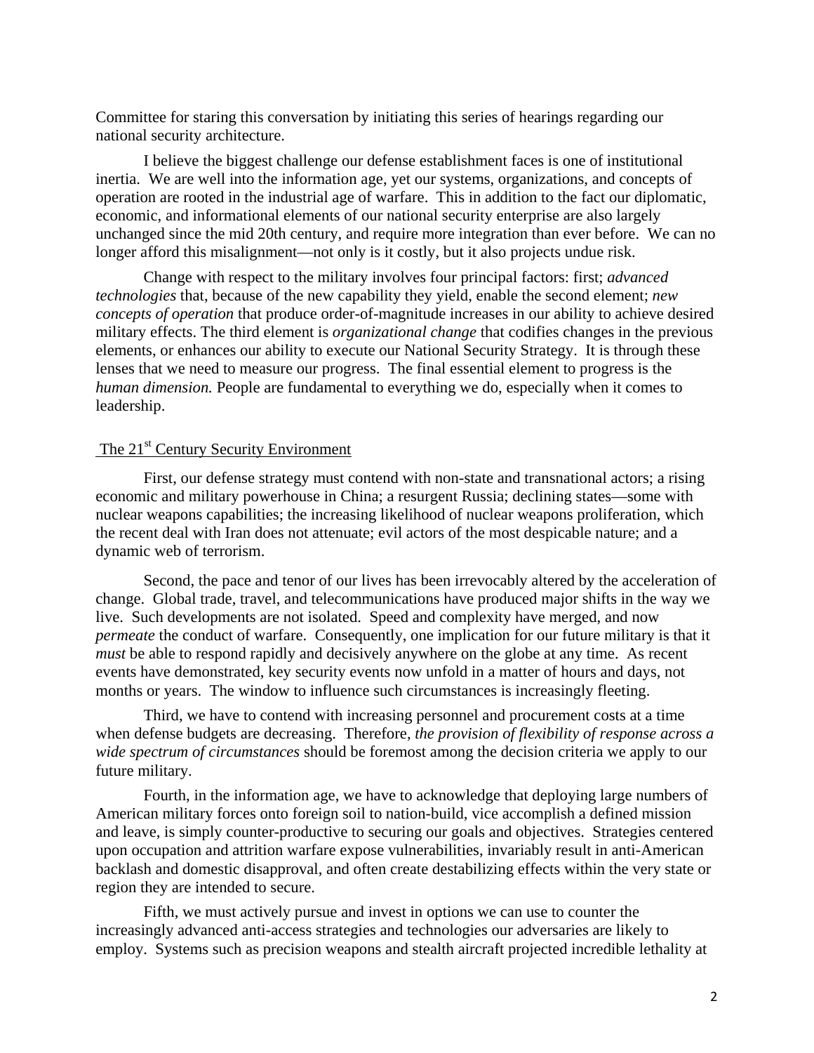Committee for staring this conversation by initiating this series of hearings regarding our national security architecture.

I believe the biggest challenge our defense establishment faces is one of institutional inertia. We are well into the information age, yet our systems, organizations, and concepts of operation are rooted in the industrial age of warfare. This in addition to the fact our diplomatic, economic, and informational elements of our national security enterprise are also largely unchanged since the mid 20th century, and require more integration than ever before. We can no longer afford this misalignment—not only is it costly, but it also projects undue risk.

Change with respect to the military involves four principal factors: first; *advanced technologies* that, because of the new capability they yield, enable the second element; *new concepts of operation* that produce order-of-magnitude increases in our ability to achieve desired military effects. The third element is *organizational change* that codifies changes in the previous elements, or enhances our ability to execute our National Security Strategy. It is through these lenses that we need to measure our progress. The final essential element to progress is the *human dimension.* People are fundamental to everything we do, especially when it comes to leadership.

## The 21st Century Security Environment

First, our defense strategy must contend with non-state and transnational actors; a rising economic and military powerhouse in China; a resurgent Russia; declining states—some with nuclear weapons capabilities; the increasing likelihood of nuclear weapons proliferation, which the recent deal with Iran does not attenuate; evil actors of the most despicable nature; and a dynamic web of terrorism.

Second, the pace and tenor of our lives has been irrevocably altered by the acceleration of change. Global trade, travel, and telecommunications have produced major shifts in the way we live. Such developments are not isolated. Speed and complexity have merged, and now *permeate* the conduct of warfare. Consequently, one implication for our future military is that it *must* be able to respond rapidly and decisively anywhere on the globe at any time. As recent events have demonstrated, key security events now unfold in a matter of hours and days, not months or years. The window to influence such circumstances is increasingly fleeting.

Third, we have to contend with increasing personnel and procurement costs at a time when defense budgets are decreasing. Therefore, *the provision of flexibility of response across a wide spectrum of circumstances* should be foremost among the decision criteria we apply to our future military.

Fourth, in the information age, we have to acknowledge that deploying large numbers of American military forces onto foreign soil to nation-build, vice accomplish a defined mission and leave, is simply counter-productive to securing our goals and objectives. Strategies centered upon occupation and attrition warfare expose vulnerabilities, invariably result in anti-American backlash and domestic disapproval, and often create destabilizing effects within the very state or region they are intended to secure.

Fifth, we must actively pursue and invest in options we can use to counter the increasingly advanced anti-access strategies and technologies our adversaries are likely to employ. Systems such as precision weapons and stealth aircraft projected incredible lethality at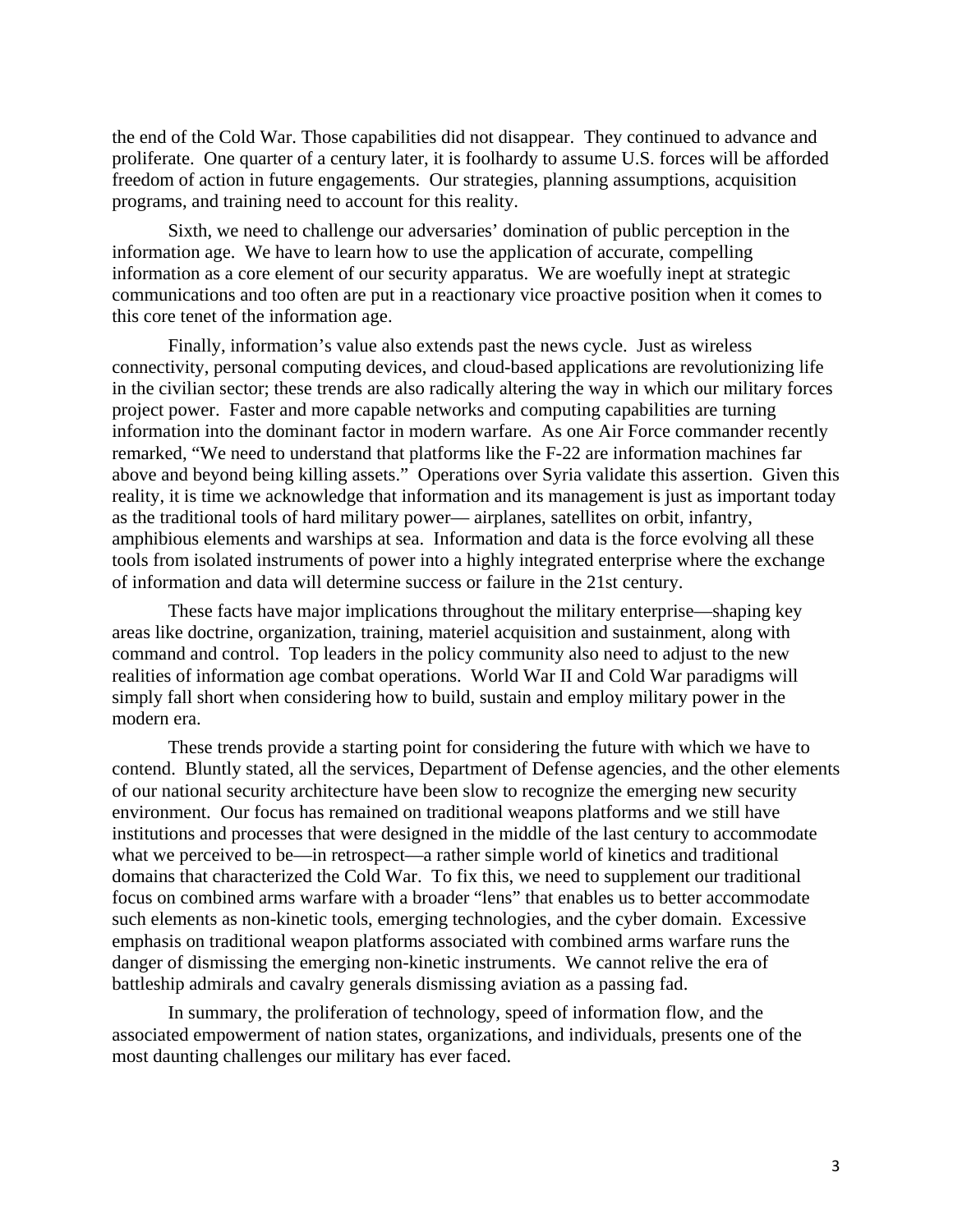the end of the Cold War. Those capabilities did not disappear. They continued to advance and proliferate. One quarter of a century later, it is foolhardy to assume U.S. forces will be afforded freedom of action in future engagements. Our strategies, planning assumptions, acquisition programs, and training need to account for this reality.

Sixth, we need to challenge our adversaries' domination of public perception in the information age. We have to learn how to use the application of accurate, compelling information as a core element of our security apparatus. We are woefully inept at strategic communications and too often are put in a reactionary vice proactive position when it comes to this core tenet of the information age.

Finally, information's value also extends past the news cycle. Just as wireless connectivity, personal computing devices, and cloud-based applications are revolutionizing life in the civilian sector; these trends are also radically altering the way in which our military forces project power. Faster and more capable networks and computing capabilities are turning information into the dominant factor in modern warfare. As one Air Force commander recently remarked, "We need to understand that platforms like the F-22 are information machines far above and beyond being killing assets." Operations over Syria validate this assertion. Given this reality, it is time we acknowledge that information and its management is just as important today as the traditional tools of hard military power— airplanes, satellites on orbit, infantry, amphibious elements and warships at sea. Information and data is the force evolving all these tools from isolated instruments of power into a highly integrated enterprise where the exchange of information and data will determine success or failure in the 21st century.

These facts have major implications throughout the military enterprise—shaping key areas like doctrine, organization, training, materiel acquisition and sustainment, along with command and control. Top leaders in the policy community also need to adjust to the new realities of information age combat operations. World War II and Cold War paradigms will simply fall short when considering how to build, sustain and employ military power in the modern era.

These trends provide a starting point for considering the future with which we have to contend. Bluntly stated, all the services, Department of Defense agencies, and the other elements of our national security architecture have been slow to recognize the emerging new security environment. Our focus has remained on traditional weapons platforms and we still have institutions and processes that were designed in the middle of the last century to accommodate what we perceived to be—in retrospect—a rather simple world of kinetics and traditional domains that characterized the Cold War. To fix this, we need to supplement our traditional focus on combined arms warfare with a broader "lens" that enables us to better accommodate such elements as non-kinetic tools, emerging technologies, and the cyber domain. Excessive emphasis on traditional weapon platforms associated with combined arms warfare runs the danger of dismissing the emerging non-kinetic instruments. We cannot relive the era of battleship admirals and cavalry generals dismissing aviation as a passing fad.

In summary, the proliferation of technology, speed of information flow, and the associated empowerment of nation states, organizations, and individuals, presents one of the most daunting challenges our military has ever faced.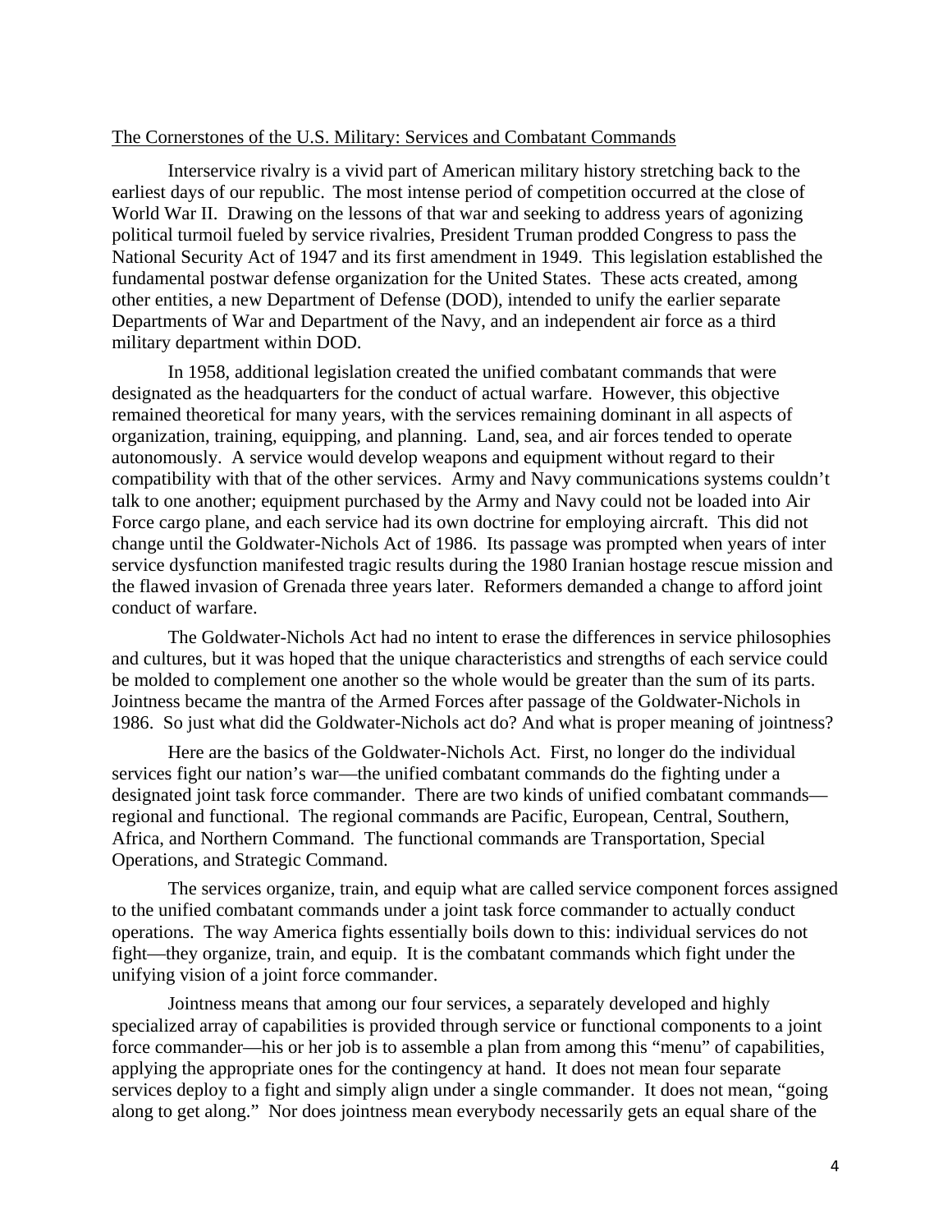## The Cornerstones of the U.S. Military: Services and Combatant Commands

Interservice rivalry is a vivid part of American military history stretching back to the earliest days of our republic. The most intense period of competition occurred at the close of World War II. Drawing on the lessons of that war and seeking to address years of agonizing political turmoil fueled by service rivalries, President Truman prodded Congress to pass the National Security Act of 1947 and its first amendment in 1949. This legislation established the fundamental postwar defense organization for the United States. These acts created, among other entities, a new Department of Defense (DOD), intended to unify the earlier separate Departments of War and Department of the Navy, and an independent air force as a third military department within DOD.

In 1958, additional legislation created the unified combatant commands that were designated as the headquarters for the conduct of actual warfare. However, this objective remained theoretical for many years, with the services remaining dominant in all aspects of organization, training, equipping, and planning. Land, sea, and air forces tended to operate autonomously. A service would develop weapons and equipment without regard to their compatibility with that of the other services. Army and Navy communications systems couldn't talk to one another; equipment purchased by the Army and Navy could not be loaded into Air Force cargo plane, and each service had its own doctrine for employing aircraft. This did not change until the Goldwater-Nichols Act of 1986. Its passage was prompted when years of inter service dysfunction manifested tragic results during the 1980 Iranian hostage rescue mission and the flawed invasion of Grenada three years later. Reformers demanded a change to afford joint conduct of warfare.

The Goldwater-Nichols Act had no intent to erase the differences in service philosophies and cultures, but it was hoped that the unique characteristics and strengths of each service could be molded to complement one another so the whole would be greater than the sum of its parts. Jointness became the mantra of the Armed Forces after passage of the Goldwater-Nichols in 1986. So just what did the Goldwater-Nichols act do? And what is proper meaning of jointness?

Here are the basics of the Goldwater-Nichols Act. First, no longer do the individual services fight our nation's war—the unified combatant commands do the fighting under a designated joint task force commander. There are two kinds of unified combatant commands—regional and functional. The regional commands are Pacific, European, Central, Southern, Africa, and Northern Command. The functional commands are Transportation, Special Operations, and Strategic Command.

The services organize, train, and equip what are called service component forces assigned to the unified combatant commands under a joint task force commander to actually conduct operations. The way America fights essentially boils down to this: individual services do not fight—they organize, train, and equip. It is the combatant commands which fight under the unifying vision of a joint force commander.

Jointness means that among our four services, a separately developed and highly specialized array of capabilities is provided through service or functional components to a joint force commander—his or her job is to assemble a plan from among this "menu" of capabilities, applying the appropriate ones for the contingency at hand. It does not mean four separate services deploy to a fight and simply align under a single commander. It does not mean, "going along to get along." Nor does jointness mean everybody necessarily gets an equal share of the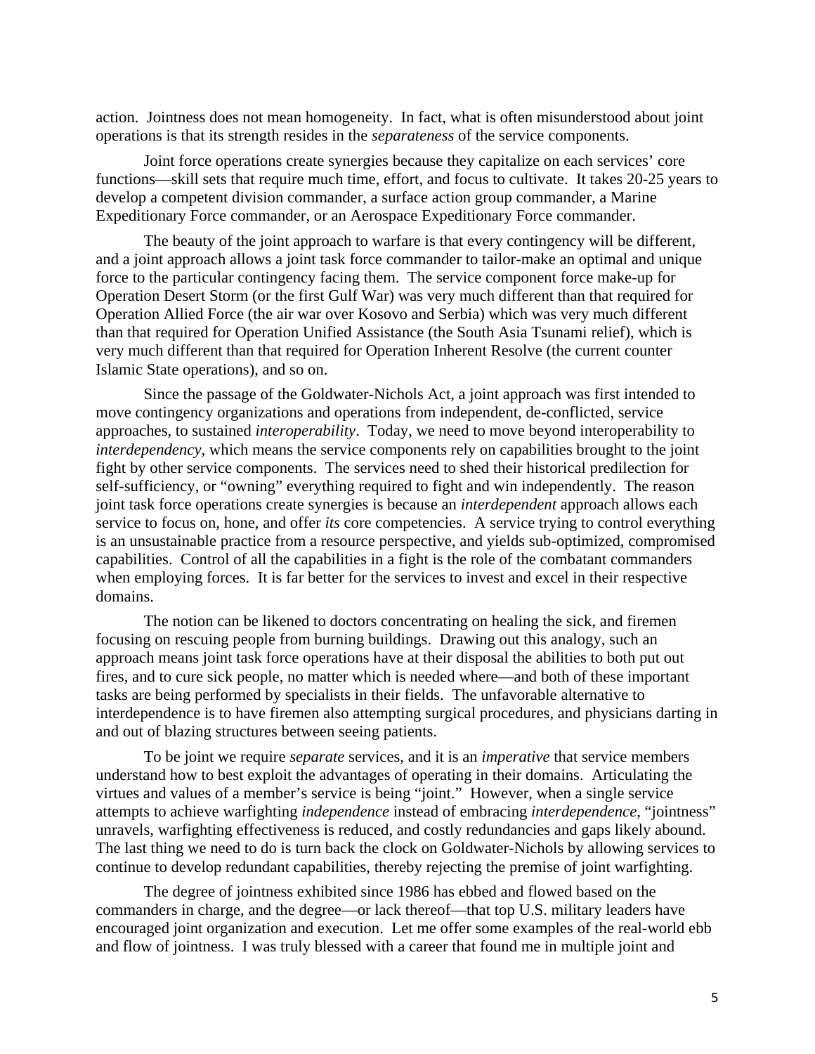action. Jointness does not mean homogeneity. In fact, what is often misunderstood about joint operations is that its strength resides in the *separateness* of the service components.

Joint force operations create synergies because they capitalize on each services' core functions—skill sets that require much time, effort, and focus to cultivate. It takes 20-25 years to develop a competent division commander, a surface action group commander, a Marine Expeditionary Force commander, or an Aerospace Expeditionary Force commander.

The beauty of the joint approach to warfare is that every contingency will be different, and a joint approach allows a joint task force commander to tailor-make an optimal and unique force to the particular contingency facing them. The service component force make-up for Operation Desert Storm (or the first Gulf War) was very much different than that required for Operation Allied Force (the air war over Kosovo and Serbia) which was very much different than that required for Operation Unified Assistance (the South Asia Tsunami relief), which is very much different than that required for Operation Inherent Resolve (the current counter Islamic State operations), and so on.

Since the passage of the Goldwater-Nichols Act, a joint approach was first intended to move contingency organizations and operations from independent, de-conflicted, service approaches, to sustained *interoperability*. Today, we need to move beyond interoperability to *interdependency*, which means the service components rely on capabilities brought to the joint fight by other service components. The services need to shed their historical predilection for self-sufficiency, or "owning" everything required to fight and win independently. The reason joint task force operations create synergies is because an *interdependent* approach allows each service to focus on, hone, and offer *its* core competencies. A service trying to control everything is an unsustainable practice from a resource perspective, and yields sub-optimized, compromised capabilities. Control of all the capabilities in a fight is the role of the combatant commanders when employing forces. It is far better for the services to invest and excel in their respective domains.

The notion can be likened to doctors concentrating on healing the sick, and firemen focusing on rescuing people from burning buildings. Drawing out this analogy, such an approach means joint task force operations have at their disposal the abilities to both put out fires, and to cure sick people, no matter which is needed where—and both of these important tasks are being performed by specialists in their fields. The unfavorable alternative to interdependence is to have firemen also attempting surgical procedures, and physicians darting in and out of blazing structures between seeing patients.

To be joint we require *separate* services, and it is an *imperative* that service members understand how to best exploit the advantages of operating in their domains. Articulating the virtues and values of a member's service is being "joint." However, when a single service attempts to achieve warfighting *independence* instead of embracing *interdependence*, "jointness" unravels, warfighting effectiveness is reduced, and costly redundancies and gaps likely abound. The last thing we need to do is turn back the clock on Goldwater-Nichols by allowing services to continue to develop redundant capabilities, thereby rejecting the premise of joint warfighting.

The degree of jointness exhibited since 1986 has ebbed and flowed based on the commanders in charge, and the degree—or lack thereof—that top U.S. military leaders have encouraged joint organization and execution. Let me offer some examples of the real-world ebb and flow of jointness. I was truly blessed with a career that found me in multiple joint and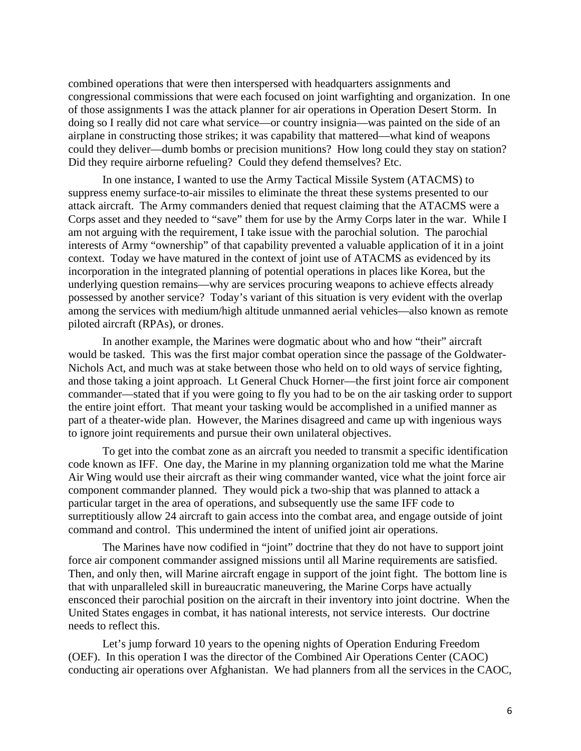combined operations that were then interspersed with headquarters assignments and congressional commissions that were each focused on joint warfighting and organization. In one of those assignments I was the attack planner for air operations in Operation Desert Storm. In doing so I really did not care what service—or country insignia—was painted on the side of an airplane in constructing those strikes; it was capability that mattered—what kind of weapons could they deliver—dumb bombs or precision munitions? How long could they stay on station? Did they require airborne refueling? Could they defend themselves? Etc.

In one instance, I wanted to use the Army Tactical Missile System (ATACMS) to suppress enemy surface-to-air missiles to eliminate the threat these systems presented to our attack aircraft. The Army commanders denied that request claiming that the ATACMS were a Corps asset and they needed to "save" them for use by the Army Corps later in the war. While I am not arguing with the requirement, I take issue with the parochial solution. The parochial interests of Army "ownership" of that capability prevented a valuable application of it in a joint context. Today we have matured in the context of joint use of ATACMS as evidenced by its incorporation in the integrated planning of potential operations in places like Korea, but the underlying question remains—why are services procuring weapons to achieve effects already possessed by another service? Today's variant of this situation is very evident with the overlap among the services with medium/high altitude unmanned aerial vehicles—also known as remote piloted aircraft (RPAs), or drones.

In another example, the Marines were dogmatic about who and how "their" aircraft would be tasked. This was the first major combat operation since the passage of the Goldwater-Nichols Act, and much was at stake between those who held on to old ways of service fighting, and those taking a joint approach. Lt General Chuck Horner—the first joint force air component commander—stated that if you were going to fly you had to be on the air tasking order to support the entire joint effort. That meant your tasking would be accomplished in a unified manner as part of a theater-wide plan. However, the Marines disagreed and came up with ingenious ways to ignore joint requirements and pursue their own unilateral objectives.

To get into the combat zone as an aircraft you needed to transmit a specific identification code known as IFF. One day, the Marine in my planning organization told me what the Marine Air Wing would use their aircraft as their wing commander wanted, vice what the joint force air component commander planned. They would pick a two-ship that was planned to attack a particular target in the area of operations, and subsequently use the same IFF code to surreptitiously allow 24 aircraft to gain access into the combat area, and engage outside of joint command and control. This undermined the intent of unified joint air operations.

The Marines have now codified in "joint" doctrine that they do not have to support joint force air component commander assigned missions until all Marine requirements are satisfied. Then, and only then, will Marine aircraft engage in support of the joint fight. The bottom line is that with unparalleled skill in bureaucratic maneuvering, the Marine Corps have actually ensconced their parochial position on the aircraft in their inventory into joint doctrine. When the United States engages in combat, it has national interests, not service interests. Our doctrine needs to reflect this.

Let's jump forward 10 years to the opening nights of Operation Enduring Freedom (OEF). In this operation I was the director of the Combined Air Operations Center (CAOC) conducting air operations over Afghanistan. We had planners from all the services in the CAOC,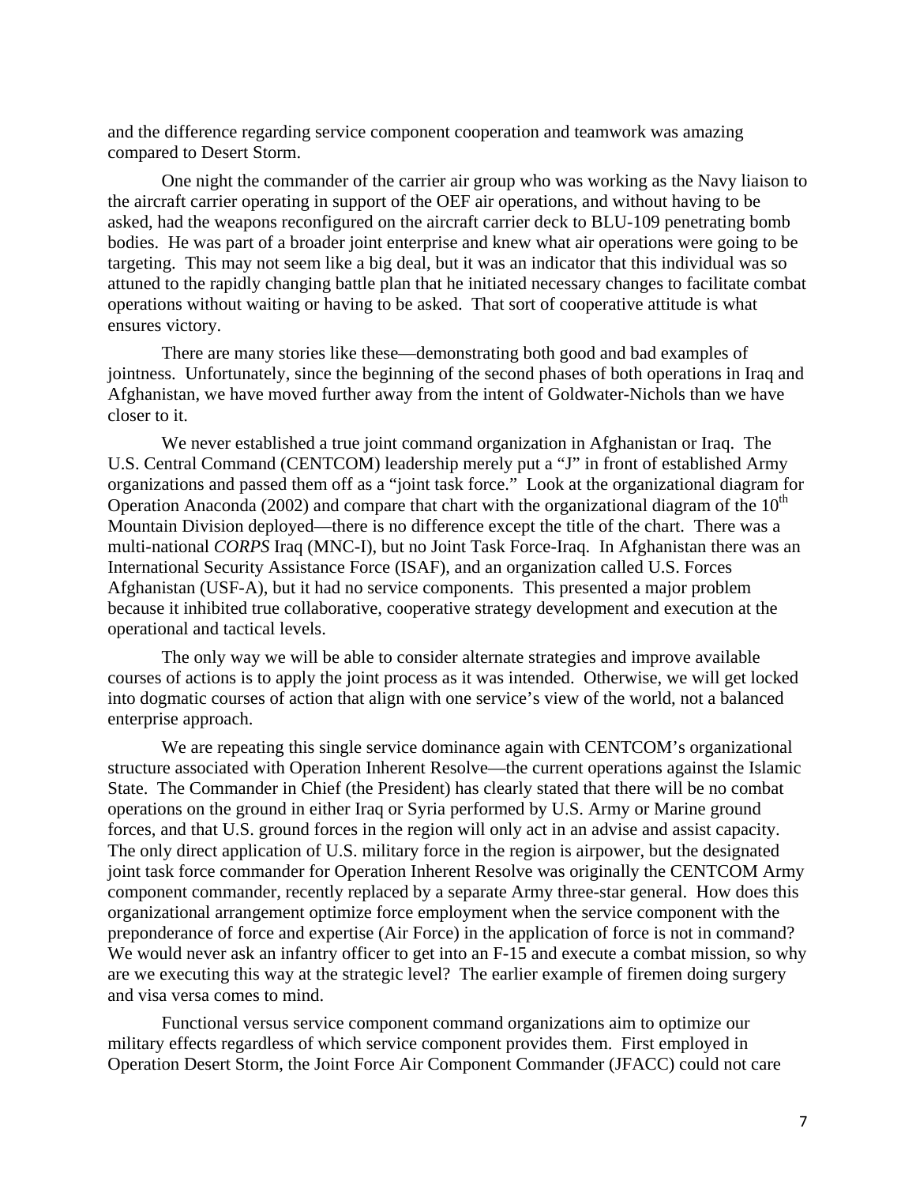and the difference regarding service component cooperation and teamwork was amazing compared to Desert Storm.

One night the commander of the carrier air group who was working as the Navy liaison to the aircraft carrier operating in support of the OEF air operations, and without having to be asked, had the weapons reconfigured on the aircraft carrier deck to BLU-109 penetrating bomb bodies. He was part of a broader joint enterprise and knew what air operations were going to be targeting. This may not seem like a big deal, but it was an indicator that this individual was so attuned to the rapidly changing battle plan that he initiated necessary changes to facilitate combat operations without waiting or having to be asked. That sort of cooperative attitude is what ensures victory.

There are many stories like these—demonstrating both good and bad examples of jointness. Unfortunately, since the beginning of the second phases of both operations in Iraq and Afghanistan, we have moved further away from the intent of Goldwater-Nichols than we have closer to it.

We never established a true joint command organization in Afghanistan or Iraq. The U.S. Central Command (CENTCOM) leadership merely put a "J" in front of established Army organizations and passed them off as a "joint task force." Look at the organizational diagram for Operation Anaconda (2002) and compare that chart with the organizational diagram of the 10th Mountain Division deployed—there is no difference except the title of the chart. There was a multi-national *CORPS* Iraq (MNC-I), but no Joint Task Force-Iraq. In Afghanistan there was an International Security Assistance Force (ISAF), and an organization called U.S. Forces Afghanistan (USF-A), but it had no service components. This presented a major problem because it inhibited true collaborative, cooperative strategy development and execution at the operational and tactical levels.

The only way we will be able to consider alternate strategies and improve available courses of actions is to apply the joint process as it was intended. Otherwise, we will get locked into dogmatic courses of action that align with one service's view of the world, not a balanced enterprise approach.

We are repeating this single service dominance again with CENTCOM's organizational structure associated with Operation Inherent Resolve—the current operations against the Islamic State. The Commander in Chief (the President) has clearly stated that there will be no combat operations on the ground in either Iraq or Syria performed by U.S. Army or Marine ground forces, and that U.S. ground forces in the region will only act in an advise and assist capacity. The only direct application of U.S. military force in the region is airpower, but the designated joint task force commander for Operation Inherent Resolve was originally the CENTCOM Army component commander, recently replaced by a separate Army three-star general. How does this organizational arrangement optimize force employment when the service component with the preponderance of force and expertise (Air Force) in the application of force is not in command? We would never ask an infantry officer to get into an F-15 and execute a combat mission, so why are we executing this way at the strategic level? The earlier example of firemen doing surgery and visa versa comes to mind.

Functional versus service component command organizations aim to optimize our military effects regardless of which service component provides them. First employed in Operation Desert Storm, the Joint Force Air Component Commander (JFACC) could not care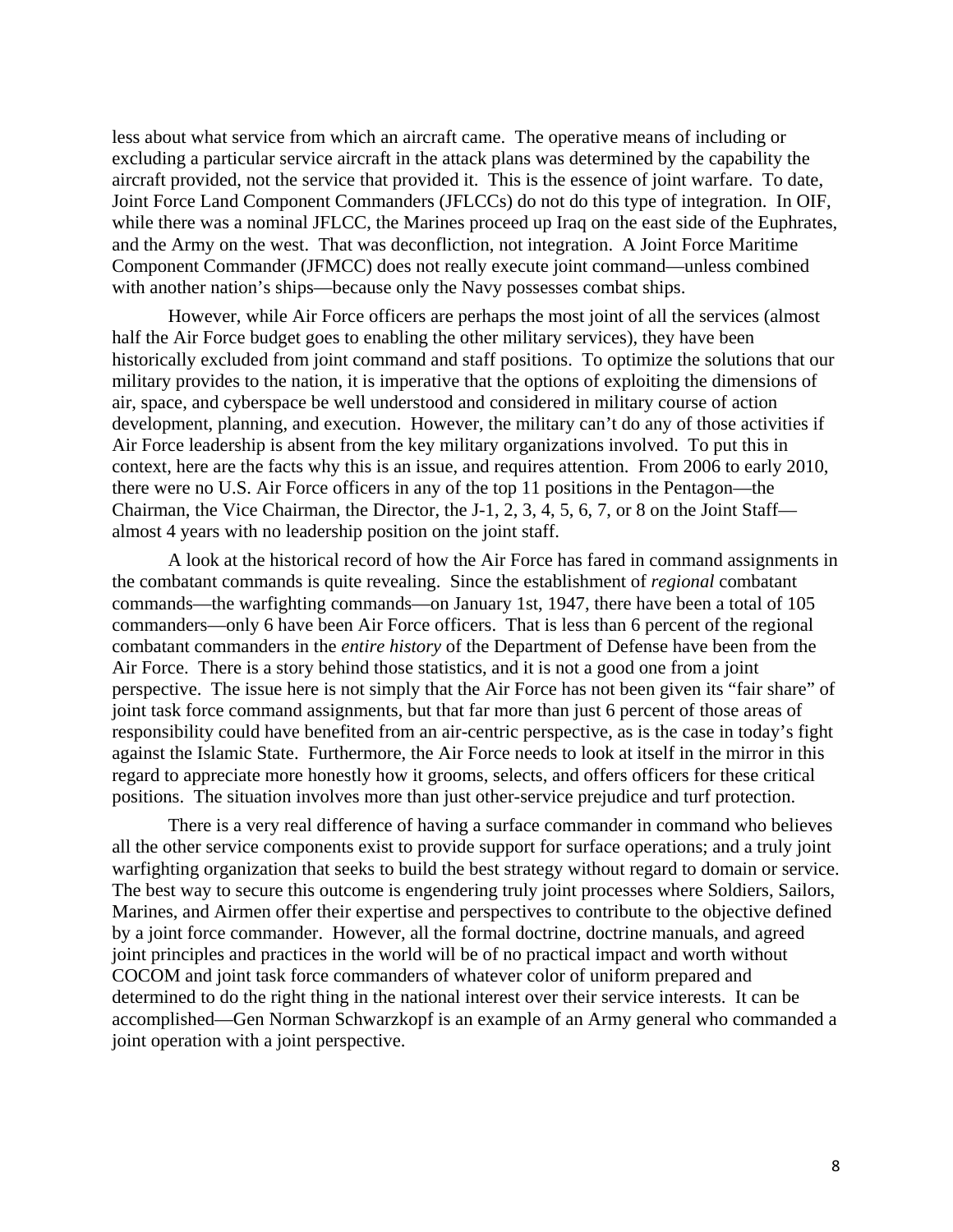less about what service from which an aircraft came. The operative means of including or excluding a particular service aircraft in the attack plans was determined by the capability the aircraft provided, not the service that provided it. This is the essence of joint warfare. To date, Joint Force Land Component Commanders (JFLCCs) do not do this type of integration. In OIF, while there was a nominal JFLCC, the Marines proceed up Iraq on the east side of the Euphrates, and the Army on the west. That was deconfliction, not integration. A Joint Force Maritime Component Commander (JFMCC) does not really execute joint command—unless combined with another nation's ships—because only the Navy possesses combat ships.

However, while Air Force officers are perhaps the most joint of all the services (almost half the Air Force budget goes to enabling the other military services), they have been historically excluded from joint command and staff positions. To optimize the solutions that our military provides to the nation, it is imperative that the options of exploiting the dimensions of air, space, and cyberspace be well understood and considered in military course of action development, planning, and execution. However, the military can't do any of those activities if Air Force leadership is absent from the key military organizations involved. To put this in context, here are the facts why this is an issue, and requires attention. From 2006 to early 2010, there were no U.S. Air Force officers in any of the top 11 positions in the Pentagon—the Chairman, the Vice Chairman, the Director, the J-1, 2, 3, 4, 5, 6, 7, or 8 on the Joint Staff—almost 4 years with no leadership position on the joint staff.

A look at the historical record of how the Air Force has fared in command assignments in the combatant commands is quite revealing. Since the establishment of *regional* combatant commands—the warfighting commands—on January 1st, 1947, there have been a total of 105 commanders—only 6 have been Air Force officers. That is less than 6 percent of the regional combatant commanders in the *entire history* of the Department of Defense have been from the Air Force. There is a story behind those statistics, and it is not a good one from a joint perspective. The issue here is not simply that the Air Force has not been given its "fair share" of joint task force command assignments, but that far more than just 6 percent of those areas of responsibility could have benefited from an air-centric perspective, as is the case in today's fight against the Islamic State. Furthermore, the Air Force needs to look at itself in the mirror in this regard to appreciate more honestly how it grooms, selects, and offers officers for these critical positions. The situation involves more than just other-service prejudice and turf protection.

There is a very real difference of having a surface commander in command who believes all the other service components exist to provide support for surface operations; and a truly joint warfighting organization that seeks to build the best strategy without regard to domain or service. The best way to secure this outcome is engendering truly joint processes where Soldiers, Sailors, Marines, and Airmen offer their expertise and perspectives to contribute to the objective defined by a joint force commander. However, all the formal doctrine, doctrine manuals, and agreed joint principles and practices in the world will be of no practical impact and worth without COCOM and joint task force commanders of whatever color of uniform prepared and determined to do the right thing in the national interest over their service interests. It can be accomplished—Gen Norman Schwarzkopf is an example of an Army general who commanded a joint operation with a joint perspective.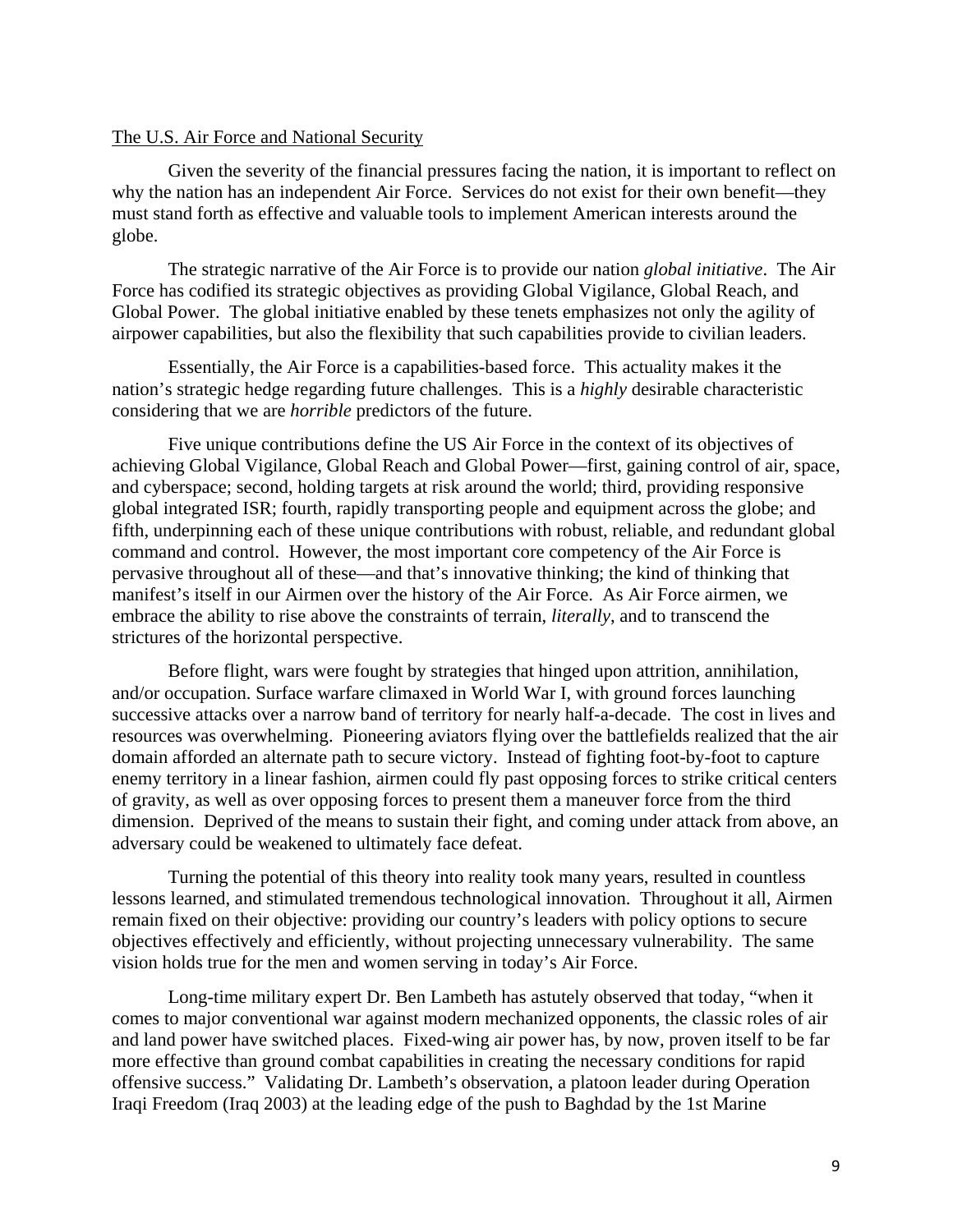The U.S. Air Force and National Security

Given the severity of the financial pressures facing the nation, it is important to reflect on why the nation has an independent Air Force. Services do not exist for their own benefit—they must stand forth as effective and valuable tools to implement American interests around the globe.

The strategic narrative of the Air Force is to provide our nation *global initiative*. The Air Force has codified its strategic objectives as providing Global Vigilance, Global Reach, and Global Power. The global initiative enabled by these tenets emphasizes not only the agility of airpower capabilities, but also the flexibility that such capabilities provide to civilian leaders.

Essentially, the Air Force is a capabilities-based force. This actuality makes it the nation's strategic hedge regarding future challenges. This is a *highly* desirable characteristic considering that we are *horrible* predictors of the future.

Five unique contributions define the US Air Force in the context of its objectives of achieving Global Vigilance, Global Reach and Global Power—first, gaining control of air, space, and cyberspace; second, holding targets at risk around the world; third, providing responsive global integrated ISR; fourth, rapidly transporting people and equipment across the globe; and fifth, underpinning each of these unique contributions with robust, reliable, and redundant global command and control. However, the most important core competency of the Air Force is pervasive throughout all of these—and that's innovative thinking; the kind of thinking that manifest's itself in our Airmen over the history of the Air Force. As Air Force airmen, we embrace the ability to rise above the constraints of terrain, *literally*, and to transcend the strictures of the horizontal perspective.

Before flight, wars were fought by strategies that hinged upon attrition, annihilation, and/or occupation. Surface warfare climaxed in World War I, with ground forces launching successive attacks over a narrow band of territory for nearly half-a-decade. The cost in lives and resources was overwhelming. Pioneering aviators flying over the battlefields realized that the air domain afforded an alternate path to secure victory. Instead of fighting foot-by-foot to capture enemy territory in a linear fashion, airmen could fly past opposing forces to strike critical centers of gravity, as well as over opposing forces to present them a maneuver force from the third dimension. Deprived of the means to sustain their fight, and coming under attack from above, an adversary could be weakened to ultimately face defeat.

Turning the potential of this theory into reality took many years, resulted in countless lessons learned, and stimulated tremendous technological innovation. Throughout it all, Airmen remain fixed on their objective: providing our country's leaders with policy options to secure objectives effectively and efficiently, without projecting unnecessary vulnerability. The same vision holds true for the men and women serving in today's Air Force.

Long-time military expert Dr. Ben Lambeth has astutely observed that today, "when it comes to major conventional war against modern mechanized opponents, the classic roles of air and land power have switched places. Fixed-wing air power has, by now, proven itself to be far more effective than ground combat capabilities in creating the necessary conditions for rapid offensive success." Validating Dr. Lambeth's observation, a platoon leader during Operation Iraqi Freedom (Iraq 2003) at the leading edge of the push to Baghdad by the 1st Marine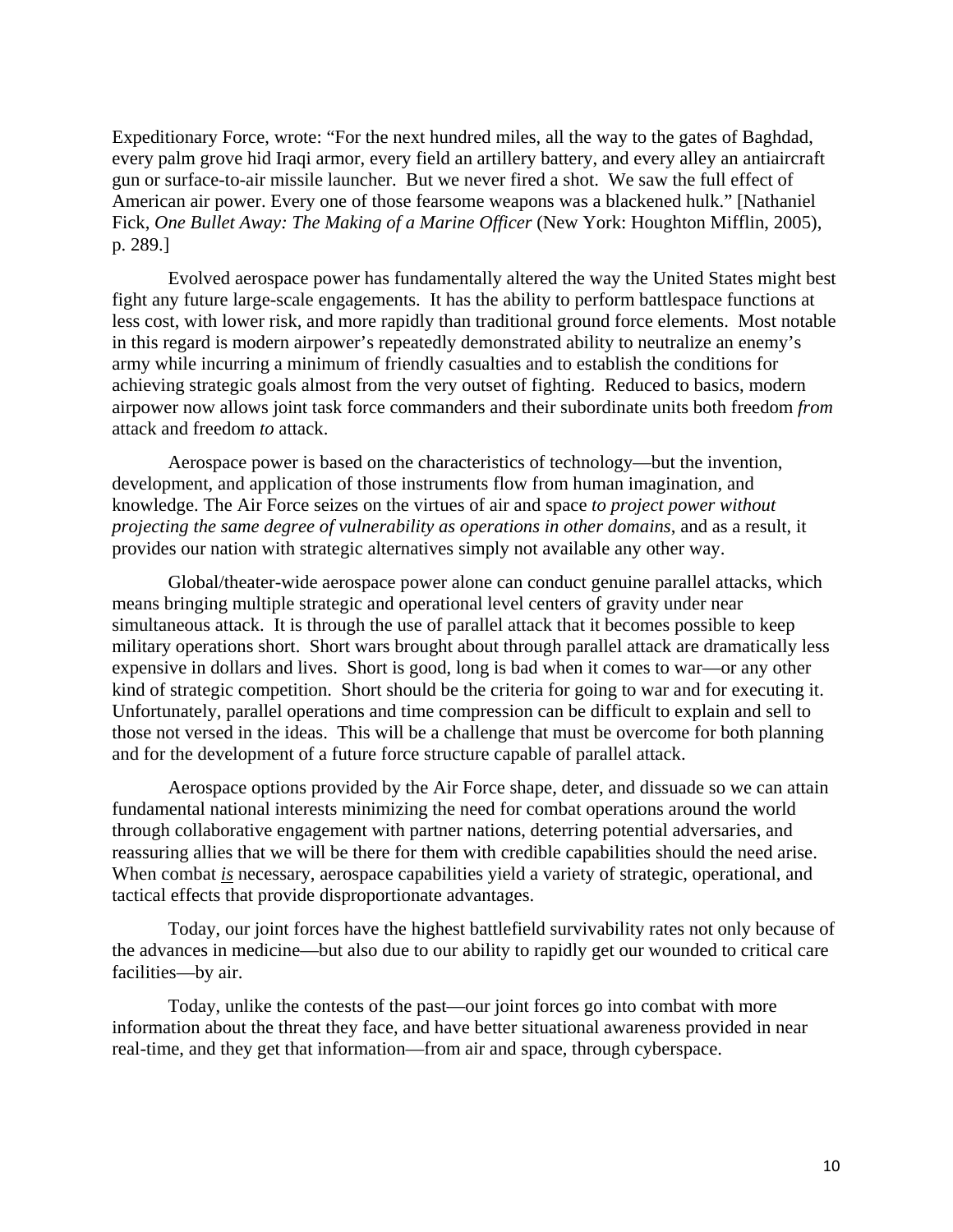Expeditionary Force, wrote: "For the next hundred miles, all the way to the gates of Baghdad, every palm grove hid Iraqi armor, every field an artillery battery, and every alley an antiaircraft gun or surface-to-air missile launcher. But we never fired a shot. We saw the full effect of American air power. Every one of those fearsome weapons was a blackened hulk." [Nathaniel Fick, *One Bullet Away: The Making of a Marine Officer* (New York: Houghton Mifflin, 2005), p. 289.]

Evolved aerospace power has fundamentally altered the way the United States might best fight any future large-scale engagements. It has the ability to perform battlespace functions at less cost, with lower risk, and more rapidly than traditional ground force elements. Most notable in this regard is modern airpower's repeatedly demonstrated ability to neutralize an enemy's army while incurring a minimum of friendly casualties and to establish the conditions for achieving strategic goals almost from the very outset of fighting. Reduced to basics, modern airpower now allows joint task force commanders and their subordinate units both freedom *from* attack and freedom *to* attack.

Aerospace power is based on the characteristics of technology—but the invention, development, and application of those instruments flow from human imagination, and knowledge. The Air Force seizes on the virtues of air and space *to project power without projecting the same degree of vulnerability as operations in other domains*, and as a result, it provides our nation with strategic alternatives simply not available any other way.

Global/theater-wide aerospace power alone can conduct genuine parallel attacks, which means bringing multiple strategic and operational level centers of gravity under near simultaneous attack. It is through the use of parallel attack that it becomes possible to keep military operations short. Short wars brought about through parallel attack are dramatically less expensive in dollars and lives. Short is good, long is bad when it comes to war—or any other kind of strategic competition. Short should be the criteria for going to war and for executing it. Unfortunately, parallel operations and time compression can be difficult to explain and sell to those not versed in the ideas. This will be a challenge that must be overcome for both planning and for the development of a future force structure capable of parallel attack.

Aerospace options provided by the Air Force shape, deter, and dissuade so we can attain fundamental national interests minimizing the need for combat operations around the world through collaborative engagement with partner nations, deterring potential adversaries, and reassuring allies that we will be there for them with credible capabilities should the need arise. When combat ***is*** necessary, aerospace capabilities yield a variety of strategic, operational, and tactical effects that provide disproportionate advantages.

Today, our joint forces have the highest battlefield survivability rates not only because of the advances in medicine—but also due to our ability to rapidly get our wounded to critical care facilities—by air.

Today, unlike the contests of the past—our joint forces go into combat with more information about the threat they face, and have better situational awareness provided in near real-time, and they get that information—from air and space, through cyberspace.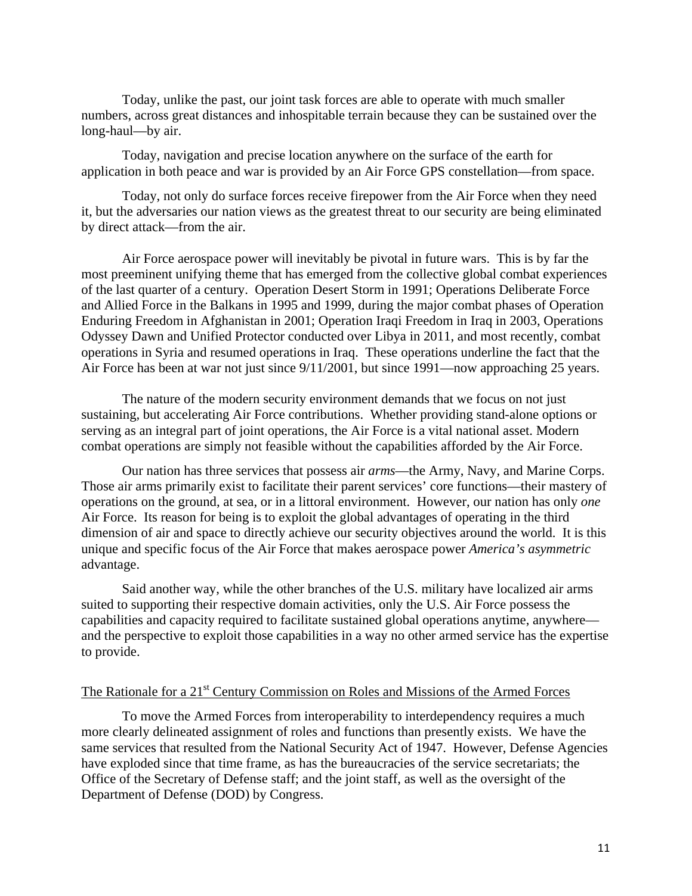Today, unlike the past, our joint task forces are able to operate with much smaller numbers, across great distances and inhospitable terrain because they can be sustained over the long-haul—by air.

Today, navigation and precise location anywhere on the surface of the earth for application in both peace and war is provided by an Air Force GPS constellation—from space.

Today, not only do surface forces receive firepower from the Air Force when they need it, but the adversaries our nation views as the greatest threat to our security are being eliminated by direct attack—from the air.

Air Force aerospace power will inevitably be pivotal in future wars. This is by far the most preeminent unifying theme that has emerged from the collective global combat experiences of the last quarter of a century. Operation Desert Storm in 1991; Operations Deliberate Force and Allied Force in the Balkans in 1995 and 1999, during the major combat phases of Operation Enduring Freedom in Afghanistan in 2001; Operation Iraqi Freedom in Iraq in 2003, Operations Odyssey Dawn and Unified Protector conducted over Libya in 2011, and most recently, combat operations in Syria and resumed operations in Iraq. These operations underline the fact that the Air Force has been at war not just since 9/11/2001, but since 1991—now approaching 25 years.

The nature of the modern security environment demands that we focus on not just sustaining, but accelerating Air Force contributions. Whether providing stand-alone options or serving as an integral part of joint operations, the Air Force is a vital national asset. Modern combat operations are simply not feasible without the capabilities afforded by the Air Force.

Our nation has three services that possess air *arms*—the Army, Navy, and Marine Corps. Those air arms primarily exist to facilitate their parent services' core functions—their mastery of operations on the ground, at sea, or in a littoral environment. However, our nation has only *one* Air Force. Its reason for being is to exploit the global advantages of operating in the third dimension of air and space to directly achieve our security objectives around the world. It is this unique and specific focus of the Air Force that makes aerospace power *America's asymmetric* advantage.

Said another way, while the other branches of the U.S. military have localized air arms suited to supporting their respective domain activities, only the U.S. Air Force possess the capabilities and capacity required to facilitate sustained global operations anytime, anywhere—and the perspective to exploit those capabilities in a way no other armed service has the expertise to provide.

## The Rationale for a 21st Century Commission on Roles and Missions of the Armed Forces

To move the Armed Forces from interoperability to interdependency requires a much more clearly delineated assignment of roles and functions than presently exists. We have the same services that resulted from the National Security Act of 1947. However, Defense Agencies have exploded since that time frame, as has the bureaucracies of the service secretariats; the Office of the Secretary of Defense staff; and the joint staff, as well as the oversight of the Department of Defense (DOD) by Congress.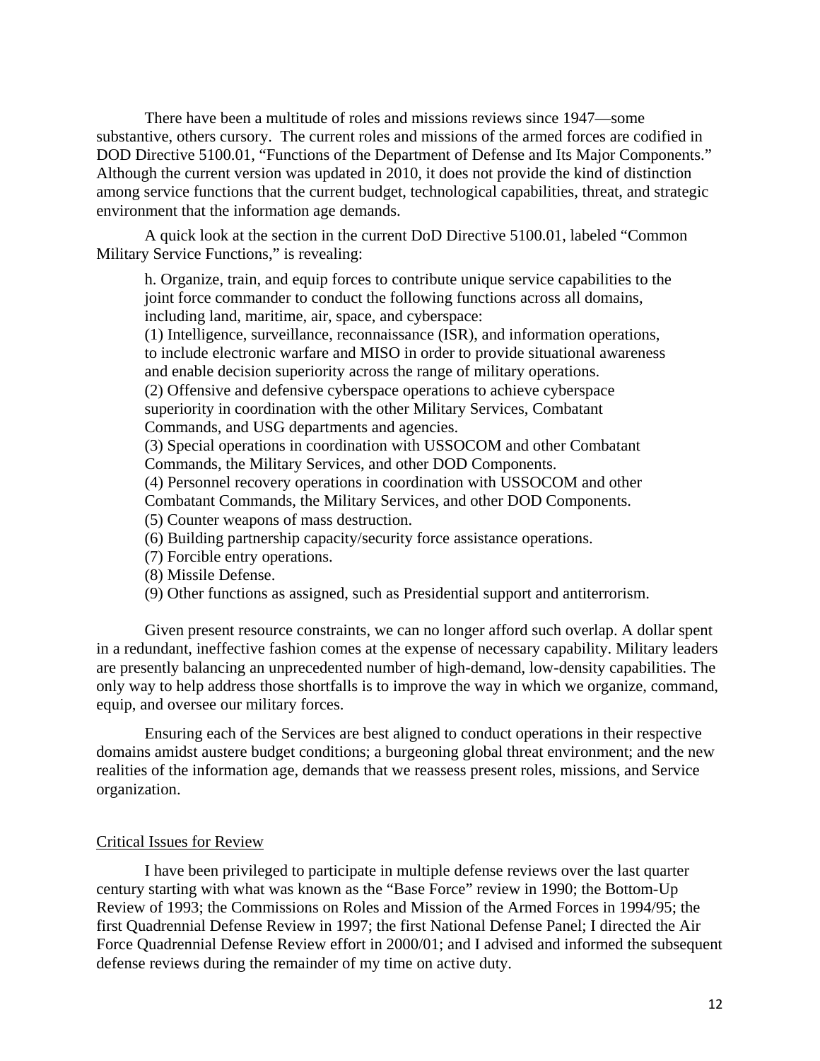There have been a multitude of roles and missions reviews since 1947—some substantive, others cursory. The current roles and missions of the armed forces are codified in DOD Directive 5100.01, "Functions of the Department of Defense and Its Major Components." Although the current version was updated in 2010, it does not provide the kind of distinction among service functions that the current budget, technological capabilities, threat, and strategic environment that the information age demands.

A quick look at the section in the current DoD Directive 5100.01, labeled "Common Military Service Functions," is revealing:

> h. Organize, train, and equip forces to contribute unique service capabilities to the joint force commander to conduct the following functions across all domains, including land, maritime, air, space, and cyberspace:
> (1) Intelligence, surveillance, reconnaissance (ISR), and information operations, to include electronic warfare and MISO in order to provide situational awareness and enable decision superiority across the range of military operations.
> (2) Offensive and defensive cyberspace operations to achieve cyberspace superiority in coordination with the other Military Services, Combatant Commands, and USG departments and agencies.
> (3) Special operations in coordination with USSOCOM and other Combatant Commands, the Military Services, and other DOD Components.
> (4) Personnel recovery operations in coordination with USSOCOM and other Combatant Commands, the Military Services, and other DOD Components.
> (5) Counter weapons of mass destruction.
> (6) Building partnership capacity/security force assistance operations.
> (7) Forcible entry operations.
> (8) Missile Defense.
> (9) Other functions as assigned, such as Presidential support and antiterrorism.

Given present resource constraints, we can no longer afford such overlap. A dollar spent in a redundant, ineffective fashion comes at the expense of necessary capability. Military leaders are presently balancing an unprecedented number of high-demand, low-density capabilities. The only way to help address those shortfalls is to improve the way in which we organize, command, equip, and oversee our military forces.

Ensuring each of the Services are best aligned to conduct operations in their respective domains amidst austere budget conditions; a burgeoning global threat environment; and the new realities of the information age, demands that we reassess present roles, missions, and Service organization.

## Critical Issues for Review

I have been privileged to participate in multiple defense reviews over the last quarter century starting with what was known as the "Base Force" review in 1990; the Bottom-Up Review of 1993; the Commissions on Roles and Mission of the Armed Forces in 1994/95; the first Quadrennial Defense Review in 1997; the first National Defense Panel; I directed the Air Force Quadrennial Defense Review effort in 2000/01; and I advised and informed the subsequent defense reviews during the remainder of my time on active duty.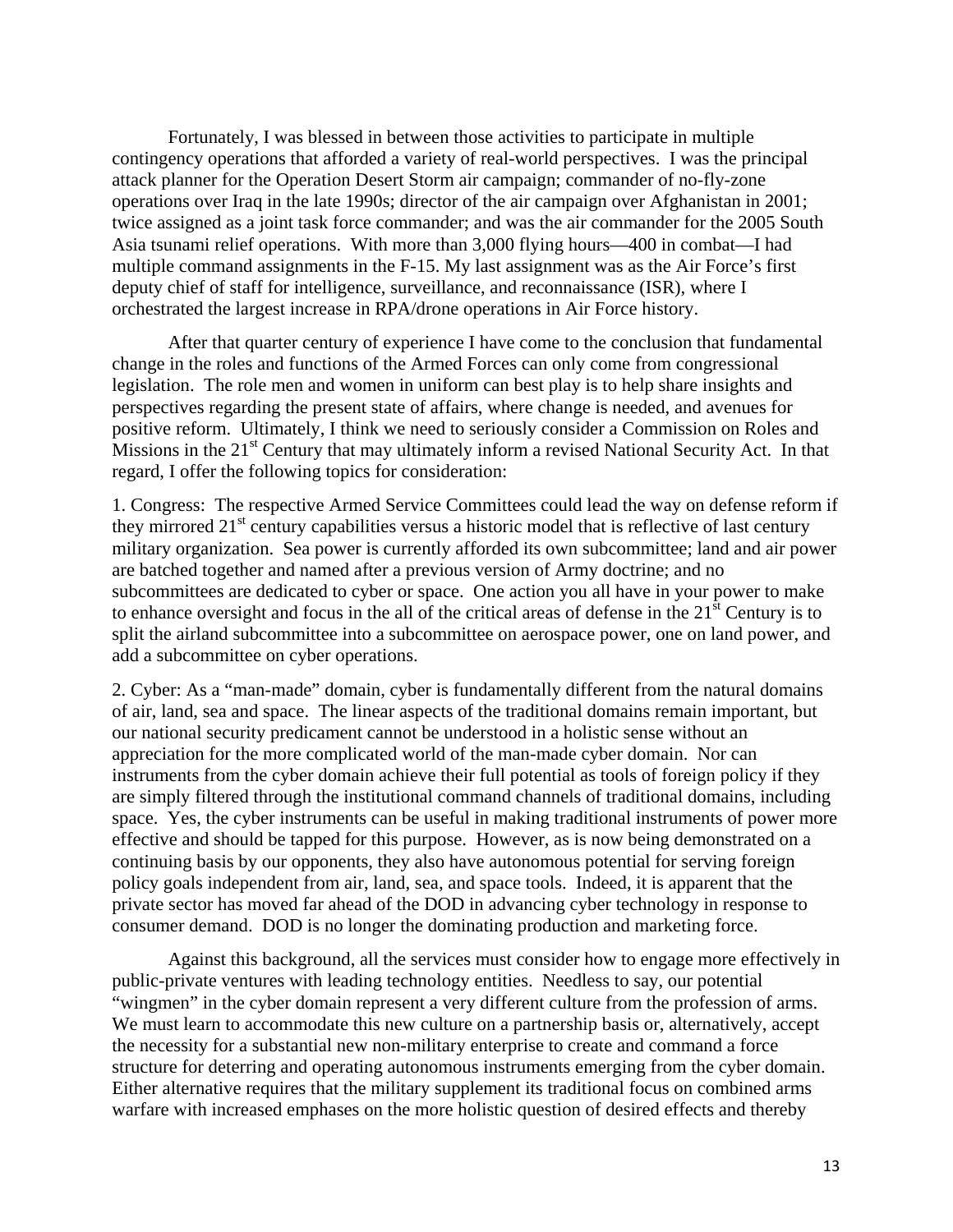Fortunately, I was blessed in between those activities to participate in multiple contingency operations that afforded a variety of real-world perspectives. I was the principal attack planner for the Operation Desert Storm air campaign; commander of no-fly-zone operations over Iraq in the late 1990s; director of the air campaign over Afghanistan in 2001; twice assigned as a joint task force commander; and was the air commander for the 2005 South Asia tsunami relief operations. With more than 3,000 flying hours—400 in combat—I had multiple command assignments in the F-15. My last assignment was as the Air Force's first deputy chief of staff for intelligence, surveillance, and reconnaissance (ISR), where I orchestrated the largest increase in RPA/drone operations in Air Force history.

After that quarter century of experience I have come to the conclusion that fundamental change in the roles and functions of the Armed Forces can only come from congressional legislation. The role men and women in uniform can best play is to help share insights and perspectives regarding the present state of affairs, where change is needed, and avenues for positive reform. Ultimately, I think we need to seriously consider a Commission on Roles and Missions in the 21st Century that may ultimately inform a revised National Security Act. In that regard, I offer the following topics for consideration:

1. Congress: The respective Armed Service Committees could lead the way on defense reform if they mirrored 21st century capabilities versus a historic model that is reflective of last century military organization. Sea power is currently afforded its own subcommittee; land and air power are batched together and named after a previous version of Army doctrine; and no subcommittees are dedicated to cyber or space. One action you all have in your power to make to enhance oversight and focus in the all of the critical areas of defense in the 21st Century is to split the airland subcommittee into a subcommittee on aerospace power, one on land power, and add a subcommittee on cyber operations.

2. Cyber: As a "man-made" domain, cyber is fundamentally different from the natural domains of air, land, sea and space. The linear aspects of the traditional domains remain important, but our national security predicament cannot be understood in a holistic sense without an appreciation for the more complicated world of the man-made cyber domain. Nor can instruments from the cyber domain achieve their full potential as tools of foreign policy if they are simply filtered through the institutional command channels of traditional domains, including space. Yes, the cyber instruments can be useful in making traditional instruments of power more effective and should be tapped for this purpose. However, as is now being demonstrated on a continuing basis by our opponents, they also have autonomous potential for serving foreign policy goals independent from air, land, sea, and space tools. Indeed, it is apparent that the private sector has moved far ahead of the DOD in advancing cyber technology in response to consumer demand. DOD is no longer the dominating production and marketing force.

Against this background, all the services must consider how to engage more effectively in public-private ventures with leading technology entities. Needless to say, our potential "wingmen" in the cyber domain represent a very different culture from the profession of arms. We must learn to accommodate this new culture on a partnership basis or, alternatively, accept the necessity for a substantial new non-military enterprise to create and command a force structure for deterring and operating autonomous instruments emerging from the cyber domain. Either alternative requires that the military supplement its traditional focus on combined arms warfare with increased emphases on the more holistic question of desired effects and thereby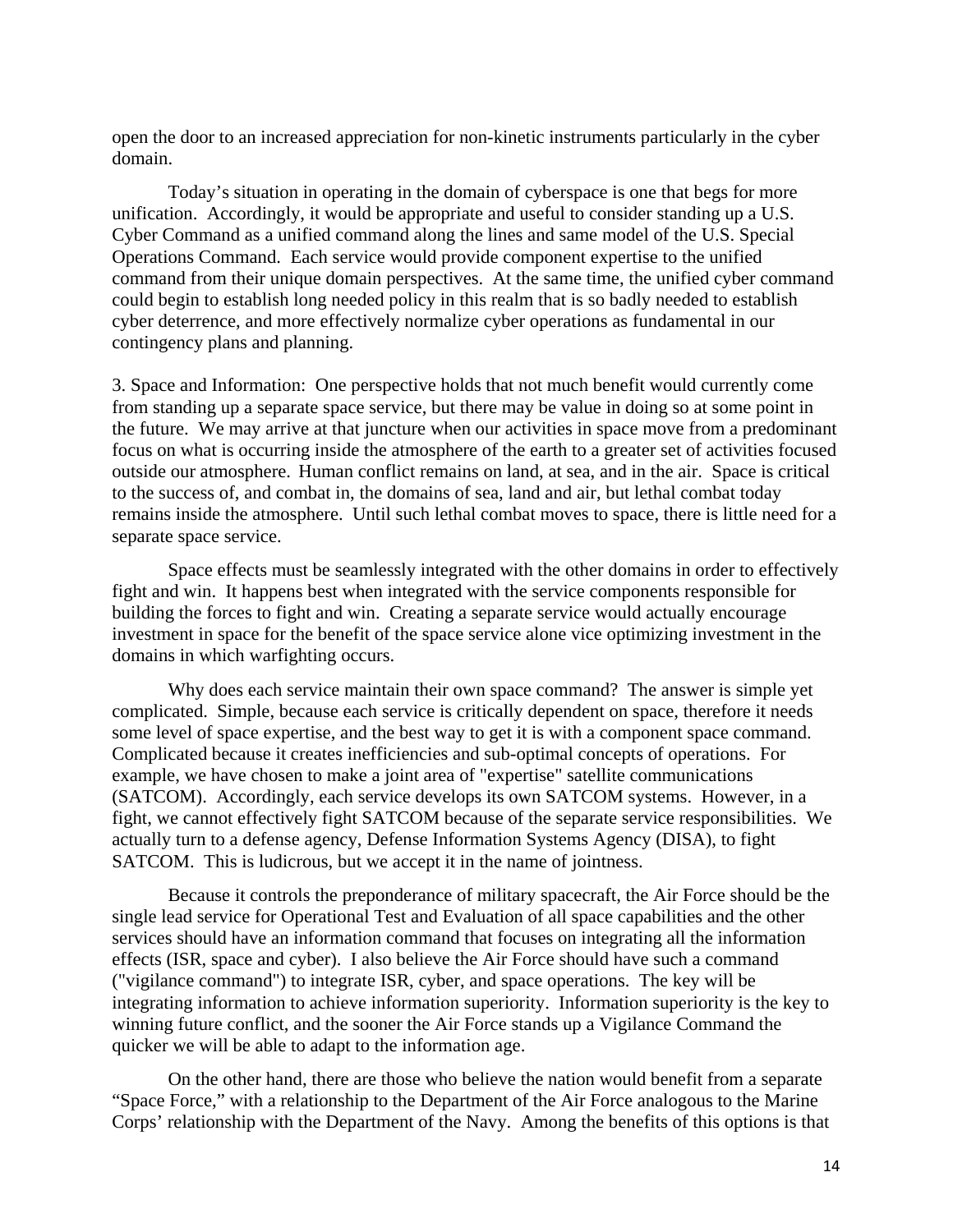open the door to an increased appreciation for non-kinetic instruments particularly in the cyber domain.

Today's situation in operating in the domain of cyberspace is one that begs for more unification. Accordingly, it would be appropriate and useful to consider standing up a U.S. Cyber Command as a unified command along the lines and same model of the U.S. Special Operations Command. Each service would provide component expertise to the unified command from their unique domain perspectives. At the same time, the unified cyber command could begin to establish long needed policy in this realm that is so badly needed to establish cyber deterrence, and more effectively normalize cyber operations as fundamental in our contingency plans and planning.

3. Space and Information: One perspective holds that not much benefit would currently come from standing up a separate space service, but there may be value in doing so at some point in the future. We may arrive at that juncture when our activities in space move from a predominant focus on what is occurring inside the atmosphere of the earth to a greater set of activities focused outside our atmosphere. Human conflict remains on land, at sea, and in the air. Space is critical to the success of, and combat in, the domains of sea, land and air, but lethal combat today remains inside the atmosphere. Until such lethal combat moves to space, there is little need for a separate space service.

Space effects must be seamlessly integrated with the other domains in order to effectively fight and win. It happens best when integrated with the service components responsible for building the forces to fight and win. Creating a separate service would actually encourage investment in space for the benefit of the space service alone vice optimizing investment in the domains in which warfighting occurs.

Why does each service maintain their own space command? The answer is simple yet complicated. Simple, because each service is critically dependent on space, therefore it needs some level of space expertise, and the best way to get it is with a component space command. Complicated because it creates inefficiencies and sub-optimal concepts of operations. For example, we have chosen to make a joint area of "expertise" satellite communications (SATCOM). Accordingly, each service develops its own SATCOM systems. However, in a fight, we cannot effectively fight SATCOM because of the separate service responsibilities. We actually turn to a defense agency, Defense Information Systems Agency (DISA), to fight SATCOM. This is ludicrous, but we accept it in the name of jointness.

Because it controls the preponderance of military spacecraft, the Air Force should be the single lead service for Operational Test and Evaluation of all space capabilities and the other services should have an information command that focuses on integrating all the information effects (ISR, space and cyber). I also believe the Air Force should have such a command ("vigilance command") to integrate ISR, cyber, and space operations. The key will be integrating information to achieve information superiority. Information superiority is the key to winning future conflict, and the sooner the Air Force stands up a Vigilance Command the quicker we will be able to adapt to the information age.

On the other hand, there are those who believe the nation would benefit from a separate "Space Force," with a relationship to the Department of the Air Force analogous to the Marine Corps' relationship with the Department of the Navy. Among the benefits of this options is that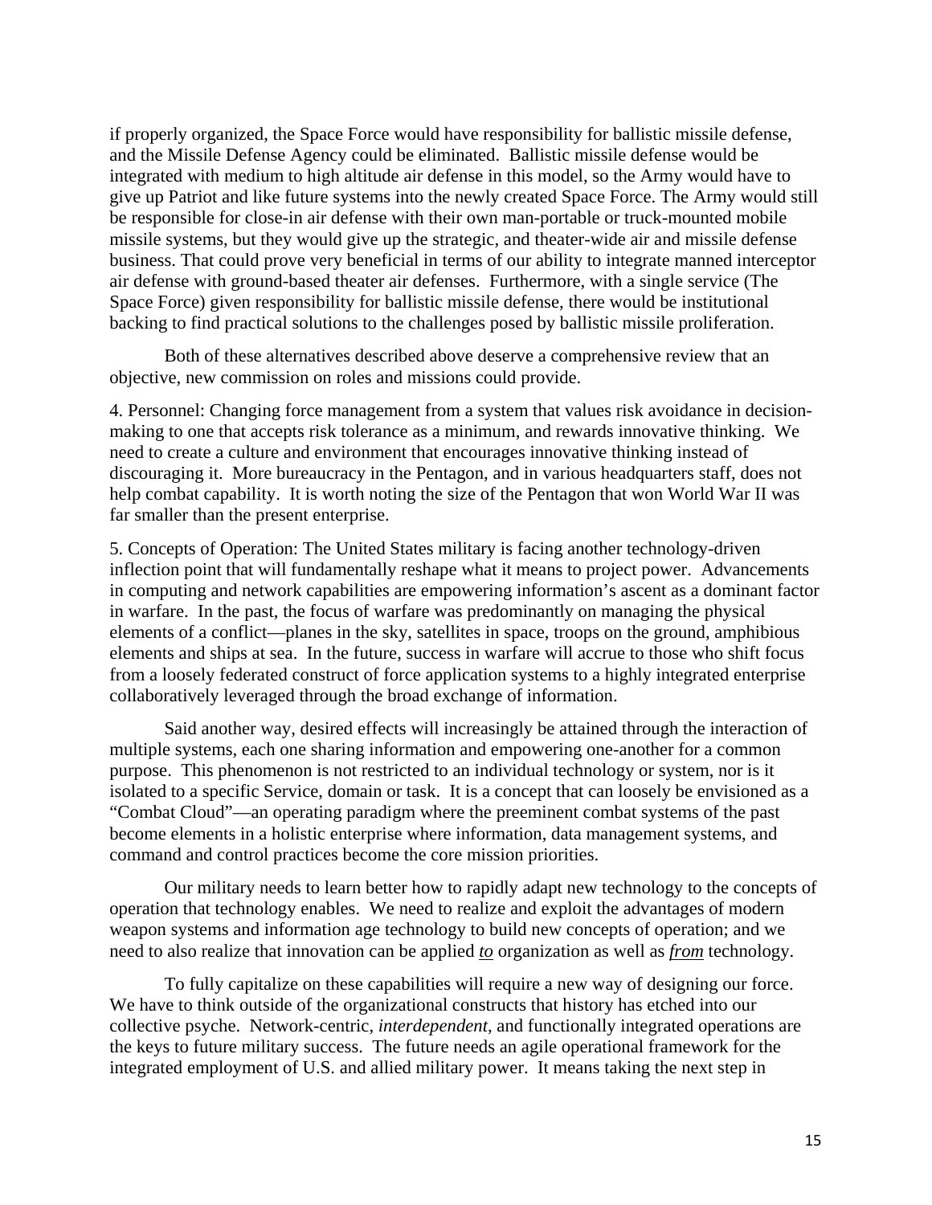if properly organized, the Space Force would have responsibility for ballistic missile defense, and the Missile Defense Agency could be eliminated. Ballistic missile defense would be integrated with medium to high altitude air defense in this model, so the Army would have to give up Patriot and like future systems into the newly created Space Force. The Army would still be responsible for close-in air defense with their own man-portable or truck-mounted mobile missile systems, but they would give up the strategic, and theater-wide air and missile defense business. That could prove very beneficial in terms of our ability to integrate manned interceptor air defense with ground-based theater air defenses. Furthermore, with a single service (The Space Force) given responsibility for ballistic missile defense, there would be institutional backing to find practical solutions to the challenges posed by ballistic missile proliferation.

Both of these alternatives described above deserve a comprehensive review that an objective, new commission on roles and missions could provide.

4. Personnel: Changing force management from a system that values risk avoidance in decision-making to one that accepts risk tolerance as a minimum, and rewards innovative thinking. We need to create a culture and environment that encourages innovative thinking instead of discouraging it. More bureaucracy in the Pentagon, and in various headquarters staff, does not help combat capability. It is worth noting the size of the Pentagon that won World War II was far smaller than the present enterprise.

5. Concepts of Operation: The United States military is facing another technology-driven inflection point that will fundamentally reshape what it means to project power. Advancements in computing and network capabilities are empowering information's ascent as a dominant factor in warfare. In the past, the focus of warfare was predominantly on managing the physical elements of a conflict—planes in the sky, satellites in space, troops on the ground, amphibious elements and ships at sea. In the future, success in warfare will accrue to those who shift focus from a loosely federated construct of force application systems to a highly integrated enterprise collaboratively leveraged through the broad exchange of information.

Said another way, desired effects will increasingly be attained through the interaction of multiple systems, each one sharing information and empowering one-another for a common purpose. This phenomenon is not restricted to an individual technology or system, nor is it isolated to a specific Service, domain or task. It is a concept that can loosely be envisioned as a "Combat Cloud"—an operating paradigm where the preeminent combat systems of the past become elements in a holistic enterprise where information, data management systems, and command and control practices become the core mission priorities.

Our military needs to learn better how to rapidly adapt new technology to the concepts of operation that technology enables. We need to realize and exploit the advantages of modern weapon systems and information age technology to build new concepts of operation; and we need to also realize that innovation can be applied ***to*** organization as well as ***from*** technology.

To fully capitalize on these capabilities will require a new way of designing our force. We have to think outside of the organizational constructs that history has etched into our collective psyche. Network-centric, *interdependent*, and functionally integrated operations are the keys to future military success. The future needs an agile operational framework for the integrated employment of U.S. and allied military power. It means taking the next step in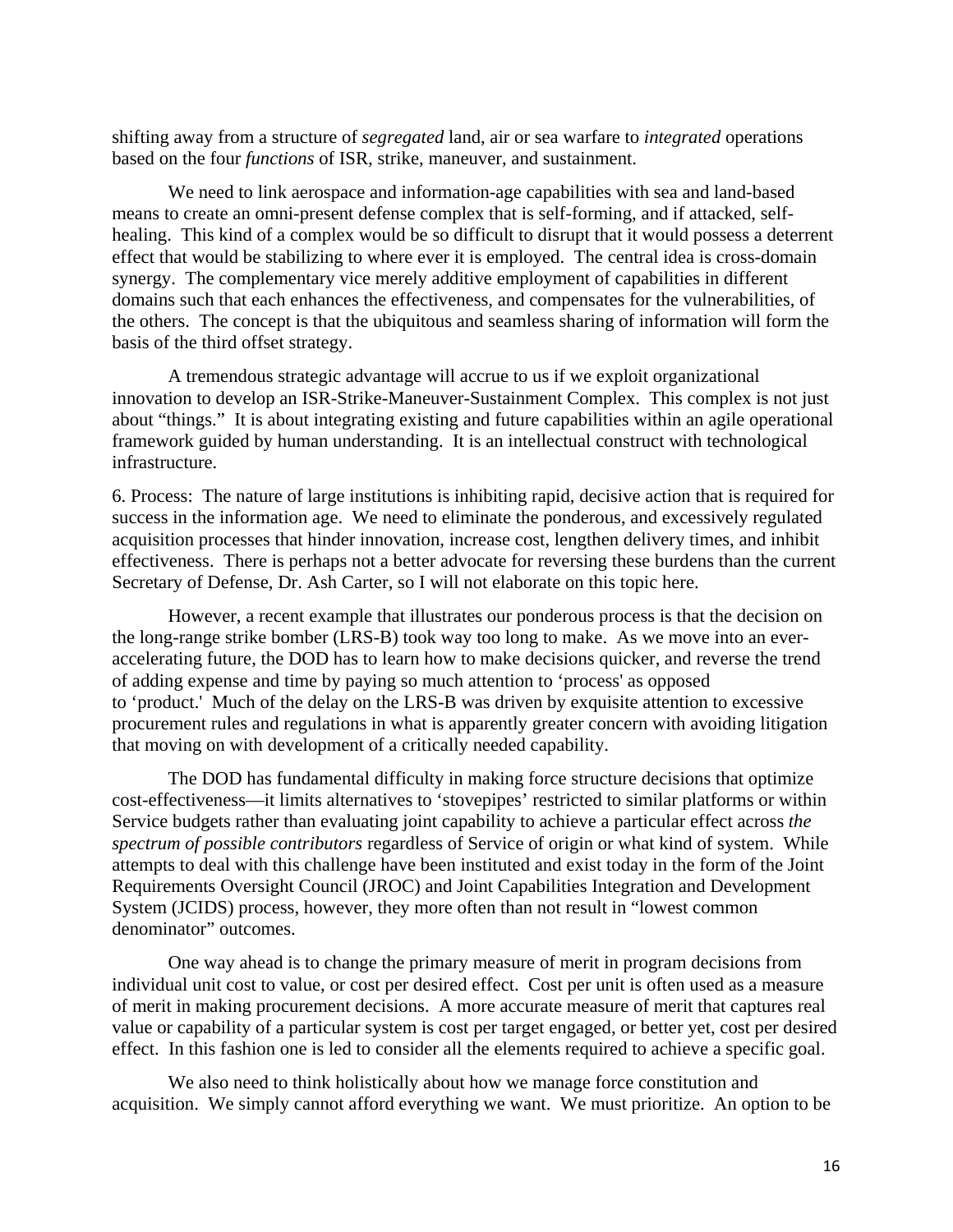shifting away from a structure of *segregated* land, air or sea warfare to *integrated* operations based on the four *functions* of ISR, strike, maneuver, and sustainment.

We need to link aerospace and information-age capabilities with sea and land-based means to create an omni-present defense complex that is self-forming, and if attacked, self-healing. This kind of a complex would be so difficult to disrupt that it would possess a deterrent effect that would be stabilizing to where ever it is employed. The central idea is cross-domain synergy. The complementary vice merely additive employment of capabilities in different domains such that each enhances the effectiveness, and compensates for the vulnerabilities, of the others. The concept is that the ubiquitous and seamless sharing of information will form the basis of the third offset strategy.

A tremendous strategic advantage will accrue to us if we exploit organizational innovation to develop an ISR-Strike-Maneuver-Sustainment Complex. This complex is not just about "things." It is about integrating existing and future capabilities within an agile operational framework guided by human understanding. It is an intellectual construct with technological infrastructure.

6. Process: The nature of large institutions is inhibiting rapid, decisive action that is required for success in the information age. We need to eliminate the ponderous, and excessively regulated acquisition processes that hinder innovation, increase cost, lengthen delivery times, and inhibit effectiveness. There is perhaps not a better advocate for reversing these burdens than the current Secretary of Defense, Dr. Ash Carter, so I will not elaborate on this topic here.

However, a recent example that illustrates our ponderous process is that the decision on the long-range strike bomber (LRS-B) took way too long to make. As we move into an ever-accelerating future, the DOD has to learn how to make decisions quicker, and reverse the trend of adding expense and time by paying so much attention to 'process' as opposed to 'product.' Much of the delay on the LRS-B was driven by exquisite attention to excessive procurement rules and regulations in what is apparently greater concern with avoiding litigation that moving on with development of a critically needed capability.

The DOD has fundamental difficulty in making force structure decisions that optimize cost-effectiveness—it limits alternatives to 'stovepipes' restricted to similar platforms or within Service budgets rather than evaluating joint capability to achieve a particular effect across *the spectrum of possible contributors* regardless of Service of origin or what kind of system. While attempts to deal with this challenge have been instituted and exist today in the form of the Joint Requirements Oversight Council (JROC) and Joint Capabilities Integration and Development System (JCIDS) process, however, they more often than not result in "lowest common denominator" outcomes.

One way ahead is to change the primary measure of merit in program decisions from individual unit cost to value, or cost per desired effect. Cost per unit is often used as a measure of merit in making procurement decisions. A more accurate measure of merit that captures real value or capability of a particular system is cost per target engaged, or better yet, cost per desired effect. In this fashion one is led to consider all the elements required to achieve a specific goal.

We also need to think holistically about how we manage force constitution and acquisition. We simply cannot afford everything we want. We must prioritize. An option to be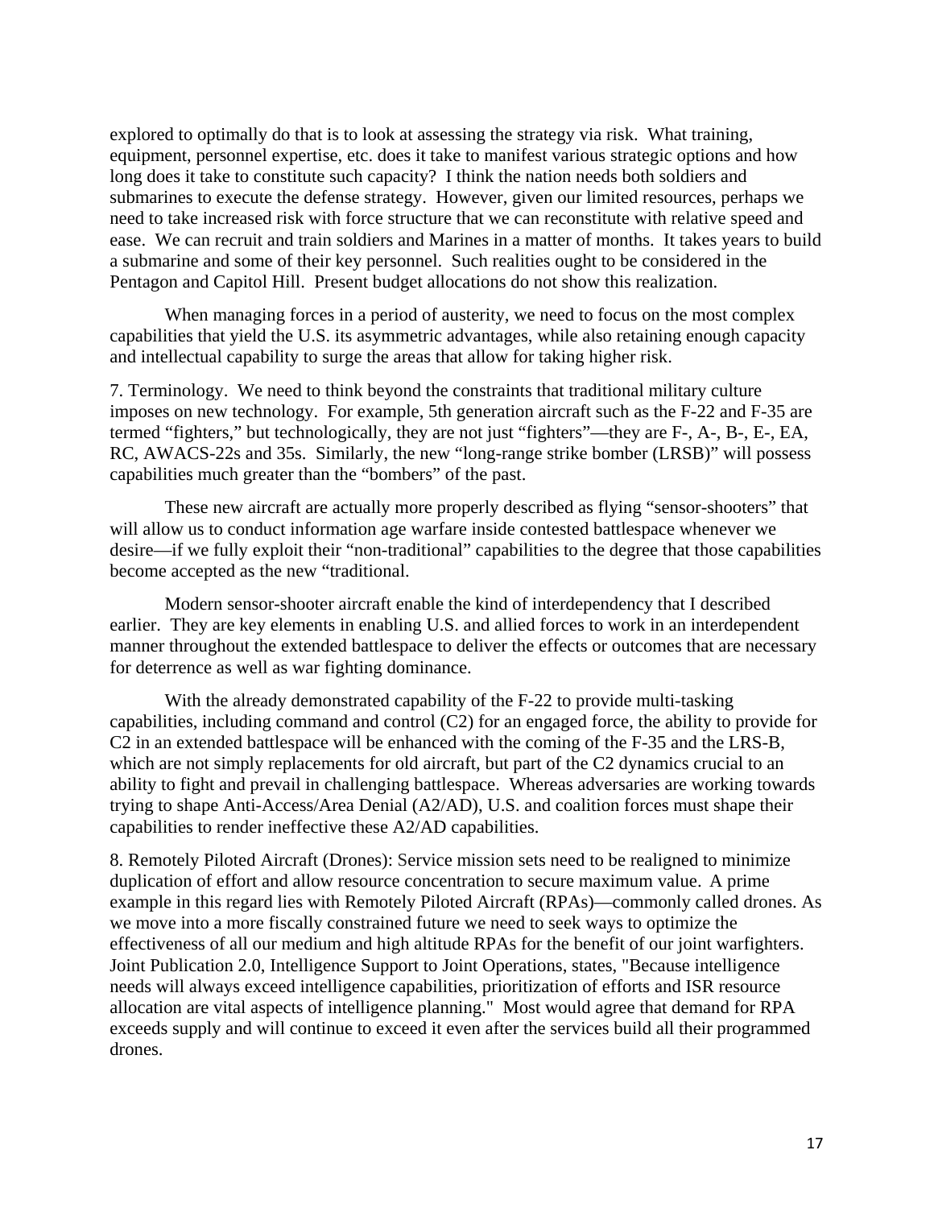explored to optimally do that is to look at assessing the strategy via risk. What training, equipment, personnel expertise, etc. does it take to manifest various strategic options and how long does it take to constitute such capacity? I think the nation needs both soldiers and submarines to execute the defense strategy. However, given our limited resources, perhaps we need to take increased risk with force structure that we can reconstitute with relative speed and ease. We can recruit and train soldiers and Marines in a matter of months. It takes years to build a submarine and some of their key personnel. Such realities ought to be considered in the Pentagon and Capitol Hill. Present budget allocations do not show this realization.

When managing forces in a period of austerity, we need to focus on the most complex capabilities that yield the U.S. its asymmetric advantages, while also retaining enough capacity and intellectual capability to surge the areas that allow for taking higher risk.

7. Terminology. We need to think beyond the constraints that traditional military culture imposes on new technology. For example, 5th generation aircraft such as the F-22 and F-35 are termed "fighters," but technologically, they are not just "fighters"—they are F-, A-, B-, E-, EA, RC, AWACS-22s and 35s. Similarly, the new "long-range strike bomber (LRSB)" will possess capabilities much greater than the "bombers" of the past.

These new aircraft are actually more properly described as flying "sensor-shooters" that will allow us to conduct information age warfare inside contested battlespace whenever we desire—if we fully exploit their "non-traditional" capabilities to the degree that those capabilities become accepted as the new "traditional.

Modern sensor-shooter aircraft enable the kind of interdependency that I described earlier. They are key elements in enabling U.S. and allied forces to work in an interdependent manner throughout the extended battlespace to deliver the effects or outcomes that are necessary for deterrence as well as war fighting dominance.

With the already demonstrated capability of the F-22 to provide multi-tasking capabilities, including command and control (C2) for an engaged force, the ability to provide for C2 in an extended battlespace will be enhanced with the coming of the F-35 and the LRS-B, which are not simply replacements for old aircraft, but part of the C2 dynamics crucial to an ability to fight and prevail in challenging battlespace. Whereas adversaries are working towards trying to shape Anti-Access/Area Denial (A2/AD), U.S. and coalition forces must shape their capabilities to render ineffective these A2/AD capabilities.

8. Remotely Piloted Aircraft (Drones): Service mission sets need to be realigned to minimize duplication of effort and allow resource concentration to secure maximum value. A prime example in this regard lies with Remotely Piloted Aircraft (RPAs)—commonly called drones. As we move into a more fiscally constrained future we need to seek ways to optimize the effectiveness of all our medium and high altitude RPAs for the benefit of our joint warfighters. Joint Publication 2.0, Intelligence Support to Joint Operations, states, "Because intelligence needs will always exceed intelligence capabilities, prioritization of efforts and ISR resource allocation are vital aspects of intelligence planning." Most would agree that demand for RPA exceeds supply and will continue to exceed it even after the services build all their programmed drones.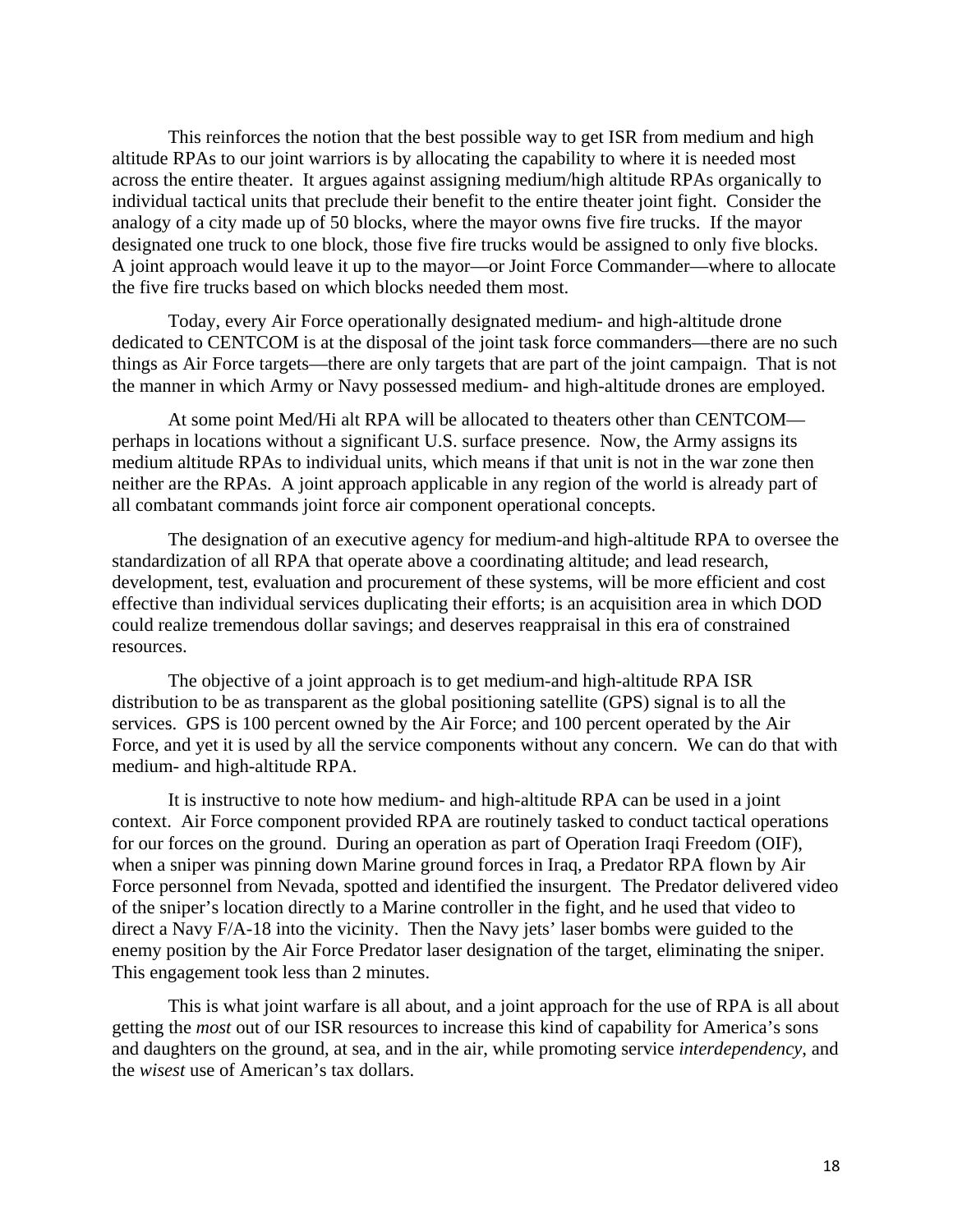This reinforces the notion that the best possible way to get ISR from medium and high altitude RPAs to our joint warriors is by allocating the capability to where it is needed most across the entire theater. It argues against assigning medium/high altitude RPAs organically to individual tactical units that preclude their benefit to the entire theater joint fight. Consider the analogy of a city made up of 50 blocks, where the mayor owns five fire trucks. If the mayor designated one truck to one block, those five fire trucks would be assigned to only five blocks. A joint approach would leave it up to the mayor—or Joint Force Commander—where to allocate the five fire trucks based on which blocks needed them most.

Today, every Air Force operationally designated medium- and high-altitude drone dedicated to CENTCOM is at the disposal of the joint task force commanders—there are no such things as Air Force targets—there are only targets that are part of the joint campaign. That is not the manner in which Army or Navy possessed medium- and high-altitude drones are employed.

At some point Med/Hi alt RPA will be allocated to theaters other than CENTCOM—perhaps in locations without a significant U.S. surface presence. Now, the Army assigns its medium altitude RPAs to individual units, which means if that unit is not in the war zone then neither are the RPAs. A joint approach applicable in any region of the world is already part of all combatant commands joint force air component operational concepts.

The designation of an executive agency for medium-and high-altitude RPA to oversee the standardization of all RPA that operate above a coordinating altitude; and lead research, development, test, evaluation and procurement of these systems, will be more efficient and cost effective than individual services duplicating their efforts; is an acquisition area in which DOD could realize tremendous dollar savings; and deserves reappraisal in this era of constrained resources.

The objective of a joint approach is to get medium-and high-altitude RPA ISR distribution to be as transparent as the global positioning satellite (GPS) signal is to all the services. GPS is 100 percent owned by the Air Force; and 100 percent operated by the Air Force, and yet it is used by all the service components without any concern. We can do that with medium- and high-altitude RPA.

It is instructive to note how medium- and high-altitude RPA can be used in a joint context. Air Force component provided RPA are routinely tasked to conduct tactical operations for our forces on the ground. During an operation as part of Operation Iraqi Freedom (OIF), when a sniper was pinning down Marine ground forces in Iraq, a Predator RPA flown by Air Force personnel from Nevada, spotted and identified the insurgent. The Predator delivered video of the sniper's location directly to a Marine controller in the fight, and he used that video to direct a Navy F/A-18 into the vicinity. Then the Navy jets' laser bombs were guided to the enemy position by the Air Force Predator laser designation of the target, eliminating the sniper. This engagement took less than 2 minutes.

This is what joint warfare is all about, and a joint approach for the use of RPA is all about getting the *most* out of our ISR resources to increase this kind of capability for America's sons and daughters on the ground, at sea, and in the air, while promoting service *interdependency*, and the *wisest* use of American's tax dollars.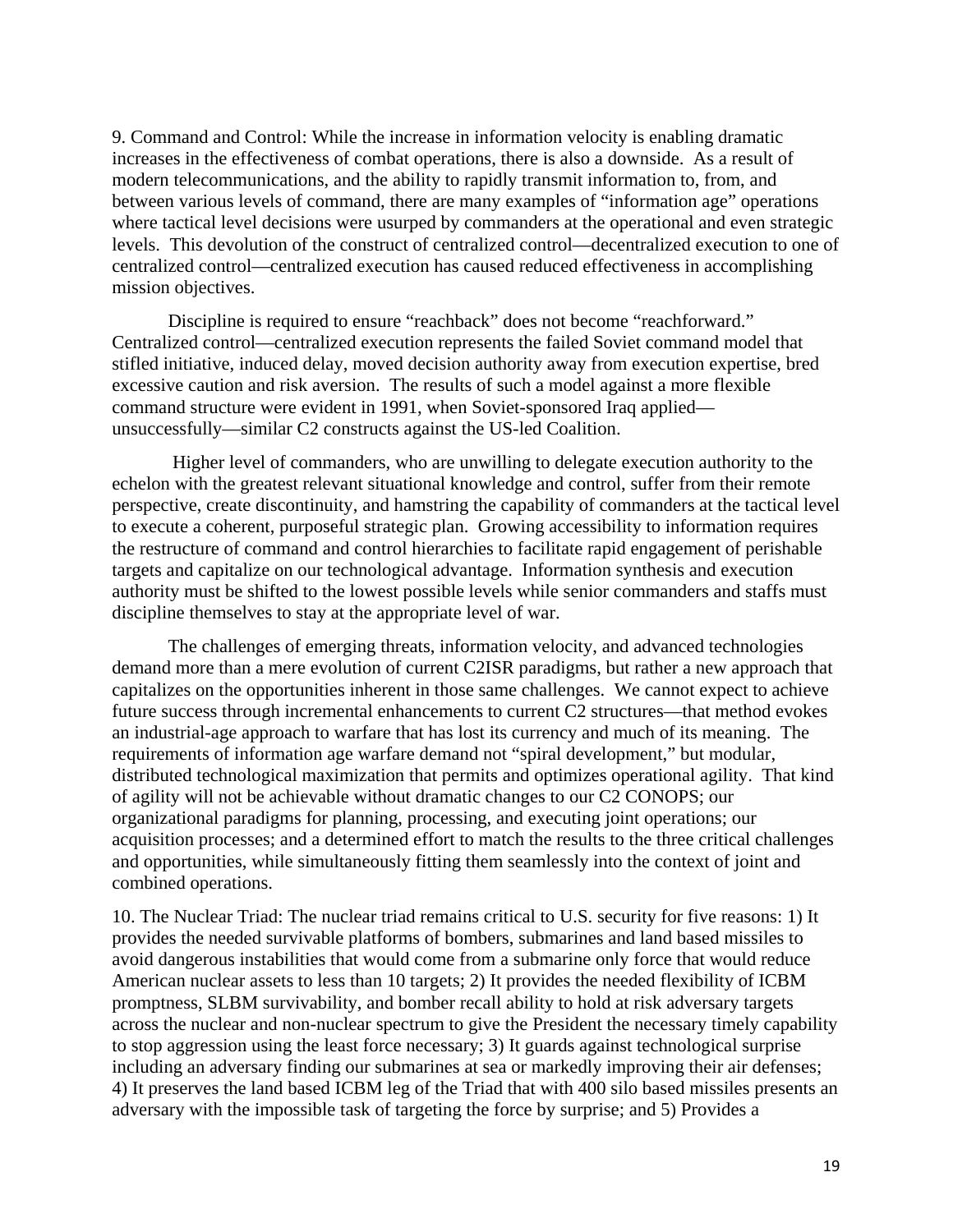9. Command and Control: While the increase in information velocity is enabling dramatic increases in the effectiveness of combat operations, there is also a downside. As a result of modern telecommunications, and the ability to rapidly transmit information to, from, and between various levels of command, there are many examples of "information age" operations where tactical level decisions were usurped by commanders at the operational and even strategic levels. This devolution of the construct of centralized control—decentralized execution to one of centralized control—centralized execution has caused reduced effectiveness in accomplishing mission objectives.

Discipline is required to ensure "reachback" does not become "reachforward." Centralized control—centralized execution represents the failed Soviet command model that stifled initiative, induced delay, moved decision authority away from execution expertise, bred excessive caution and risk aversion. The results of such a model against a more flexible command structure were evident in 1991, when Soviet-sponsored Iraq applied—unsuccessfully—similar C2 constructs against the US-led Coalition.

Higher level of commanders, who are unwilling to delegate execution authority to the echelon with the greatest relevant situational knowledge and control, suffer from their remote perspective, create discontinuity, and hamstring the capability of commanders at the tactical level to execute a coherent, purposeful strategic plan. Growing accessibility to information requires the restructure of command and control hierarchies to facilitate rapid engagement of perishable targets and capitalize on our technological advantage. Information synthesis and execution authority must be shifted to the lowest possible levels while senior commanders and staffs must discipline themselves to stay at the appropriate level of war.

The challenges of emerging threats, information velocity, and advanced technologies demand more than a mere evolution of current C2ISR paradigms, but rather a new approach that capitalizes on the opportunities inherent in those same challenges. We cannot expect to achieve future success through incremental enhancements to current C2 structures—that method evokes an industrial-age approach to warfare that has lost its currency and much of its meaning. The requirements of information age warfare demand not "spiral development," but modular, distributed technological maximization that permits and optimizes operational agility. That kind of agility will not be achievable without dramatic changes to our C2 CONOPS; our organizational paradigms for planning, processing, and executing joint operations; our acquisition processes; and a determined effort to match the results to the three critical challenges and opportunities, while simultaneously fitting them seamlessly into the context of joint and combined operations.

10. The Nuclear Triad: The nuclear triad remains critical to U.S. security for five reasons: 1) It provides the needed survivable platforms of bombers, submarines and land based missiles to avoid dangerous instabilities that would come from a submarine only force that would reduce American nuclear assets to less than 10 targets; 2) It provides the needed flexibility of ICBM promptness, SLBM survivability, and bomber recall ability to hold at risk adversary targets across the nuclear and non-nuclear spectrum to give the President the necessary timely capability to stop aggression using the least force necessary; 3) It guards against technological surprise including an adversary finding our submarines at sea or markedly improving their air defenses; 4) It preserves the land based ICBM leg of the Triad that with 400 silo based missiles presents an adversary with the impossible task of targeting the force by surprise; and 5) Provides a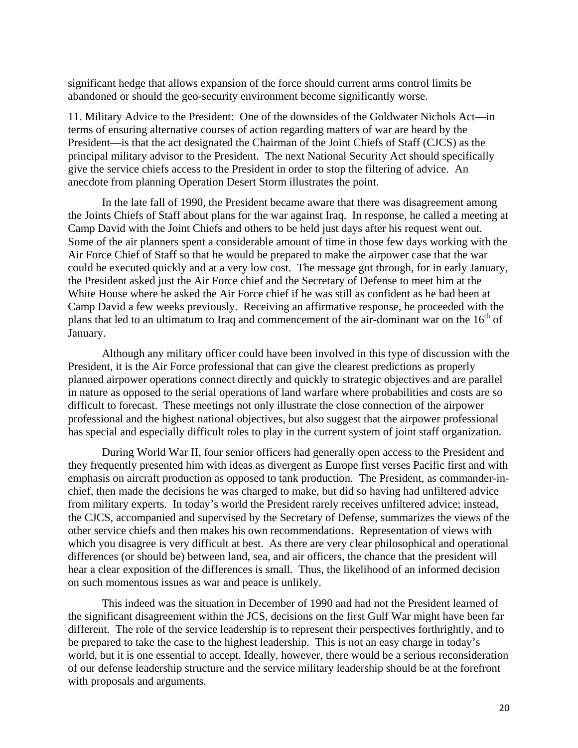significant hedge that allows expansion of the force should current arms control limits be abandoned or should the geo-security environment become significantly worse.

11. Military Advice to the President: One of the downsides of the Goldwater Nichols Act—in terms of ensuring alternative courses of action regarding matters of war are heard by the President—is that the act designated the Chairman of the Joint Chiefs of Staff (CJCS) as the principal military advisor to the President. The next National Security Act should specifically give the service chiefs access to the President in order to stop the filtering of advice. An anecdote from planning Operation Desert Storm illustrates the point.

In the late fall of 1990, the President became aware that there was disagreement among the Joints Chiefs of Staff about plans for the war against Iraq. In response, he called a meeting at Camp David with the Joint Chiefs and others to be held just days after his request went out. Some of the air planners spent a considerable amount of time in those few days working with the Air Force Chief of Staff so that he would be prepared to make the airpower case that the war could be executed quickly and at a very low cost. The message got through, for in early January, the President asked just the Air Force chief and the Secretary of Defense to meet him at the White House where he asked the Air Force chief if he was still as confident as he had been at Camp David a few weeks previously. Receiving an affirmative response, he proceeded with the plans that led to an ultimatum to Iraq and commencement of the air-dominant war on the 16th of January.

Although any military officer could have been involved in this type of discussion with the President, it is the Air Force professional that can give the clearest predictions as properly planned airpower operations connect directly and quickly to strategic objectives and are parallel in nature as opposed to the serial operations of land warfare where probabilities and costs are so difficult to forecast. These meetings not only illustrate the close connection of the airpower professional and the highest national objectives, but also suggest that the airpower professional has special and especially difficult roles to play in the current system of joint staff organization.

During World War II, four senior officers had generally open access to the President and they frequently presented him with ideas as divergent as Europe first verses Pacific first and with emphasis on aircraft production as opposed to tank production. The President, as commander-in-chief, then made the decisions he was charged to make, but did so having had unfiltered advice from military experts. In today's world the President rarely receives unfiltered advice; instead, the CJCS, accompanied and supervised by the Secretary of Defense, summarizes the views of the other service chiefs and then makes his own recommendations. Representation of views with which you disagree is very difficult at best. As there are very clear philosophical and operational differences (or should be) between land, sea, and air officers, the chance that the president will hear a clear exposition of the differences is small. Thus, the likelihood of an informed decision on such momentous issues as war and peace is unlikely.

This indeed was the situation in December of 1990 and had not the President learned of the significant disagreement within the JCS, decisions on the first Gulf War might have been far different. The role of the service leadership is to represent their perspectives forthrightly, and to be prepared to take the case to the highest leadership. This is not an easy charge in today's world, but it is one essential to accept. Ideally, however, there would be a serious reconsideration of our defense leadership structure and the service military leadership should be at the forefront with proposals and arguments.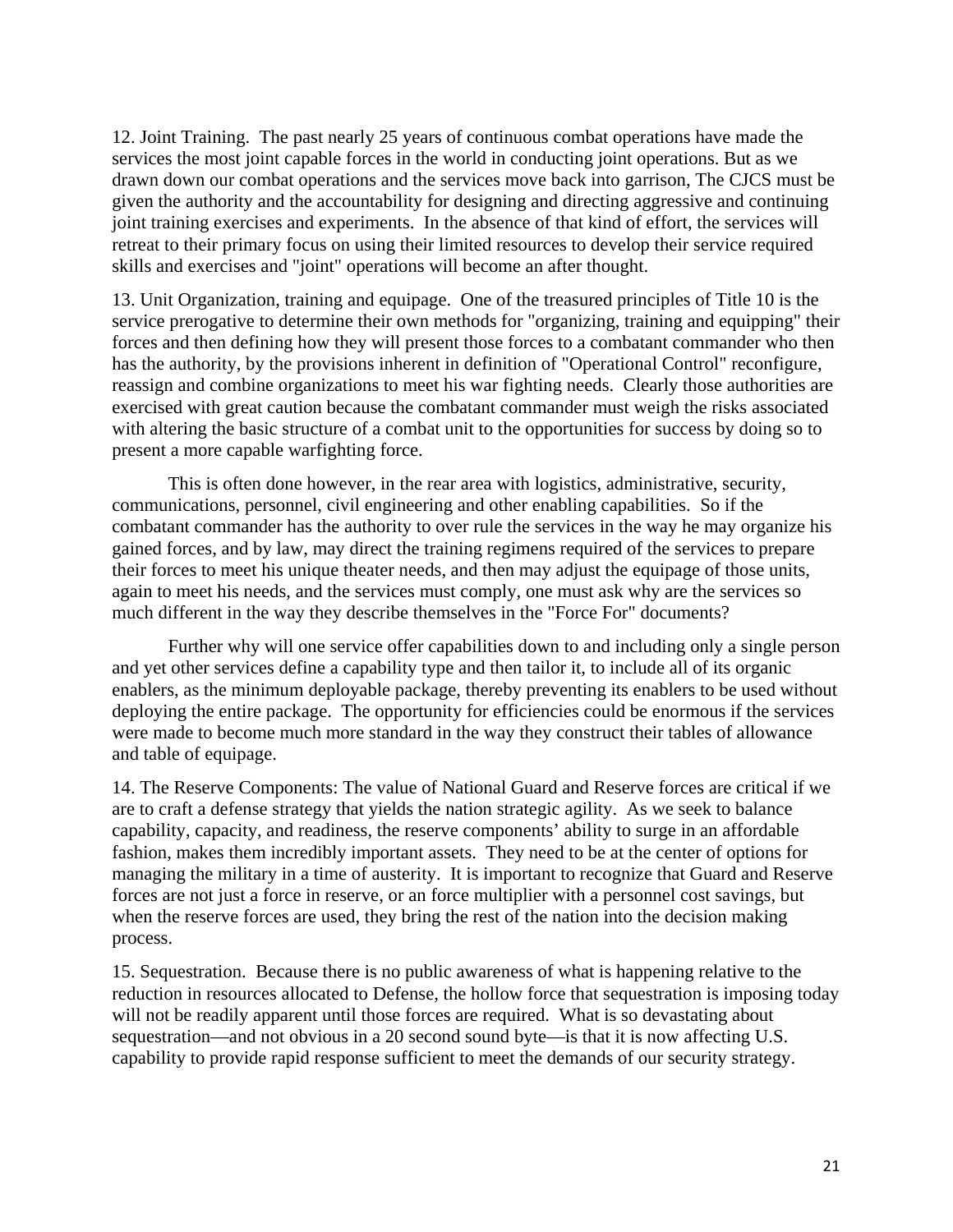12. Joint Training. The past nearly 25 years of continuous combat operations have made the services the most joint capable forces in the world in conducting joint operations. But as we drawn down our combat operations and the services move back into garrison, The CJCS must be given the authority and the accountability for designing and directing aggressive and continuing joint training exercises and experiments. In the absence of that kind of effort, the services will retreat to their primary focus on using their limited resources to develop their service required skills and exercises and "joint" operations will become an after thought.

13. Unit Organization, training and equipage. One of the treasured principles of Title 10 is the service prerogative to determine their own methods for "organizing, training and equipping" their forces and then defining how they will present those forces to a combatant commander who then has the authority, by the provisions inherent in definition of "Operational Control" reconfigure, reassign and combine organizations to meet his war fighting needs. Clearly those authorities are exercised with great caution because the combatant commander must weigh the risks associated with altering the basic structure of a combat unit to the opportunities for success by doing so to present a more capable warfighting force.

This is often done however, in the rear area with logistics, administrative, security, communications, personnel, civil engineering and other enabling capabilities. So if the combatant commander has the authority to over rule the services in the way he may organize his gained forces, and by law, may direct the training regimens required of the services to prepare their forces to meet his unique theater needs, and then may adjust the equipage of those units, again to meet his needs, and the services must comply, one must ask why are the services so much different in the way they describe themselves in the "Force For" documents?

Further why will one service offer capabilities down to and including only a single person and yet other services define a capability type and then tailor it, to include all of its organic enablers, as the minimum deployable package, thereby preventing its enablers to be used without deploying the entire package. The opportunity for efficiencies could be enormous if the services were made to become much more standard in the way they construct their tables of allowance and table of equipage.

14. The Reserve Components: The value of National Guard and Reserve forces are critical if we are to craft a defense strategy that yields the nation strategic agility. As we seek to balance capability, capacity, and readiness, the reserve components' ability to surge in an affordable fashion, makes them incredibly important assets. They need to be at the center of options for managing the military in a time of austerity. It is important to recognize that Guard and Reserve forces are not just a force in reserve, or an force multiplier with a personnel cost savings, but when the reserve forces are used, they bring the rest of the nation into the decision making process.

15. Sequestration. Because there is no public awareness of what is happening relative to the reduction in resources allocated to Defense, the hollow force that sequestration is imposing today will not be readily apparent until those forces are required. What is so devastating about sequestration—and not obvious in a 20 second sound byte—is that it is now affecting U.S. capability to provide rapid response sufficient to meet the demands of our security strategy.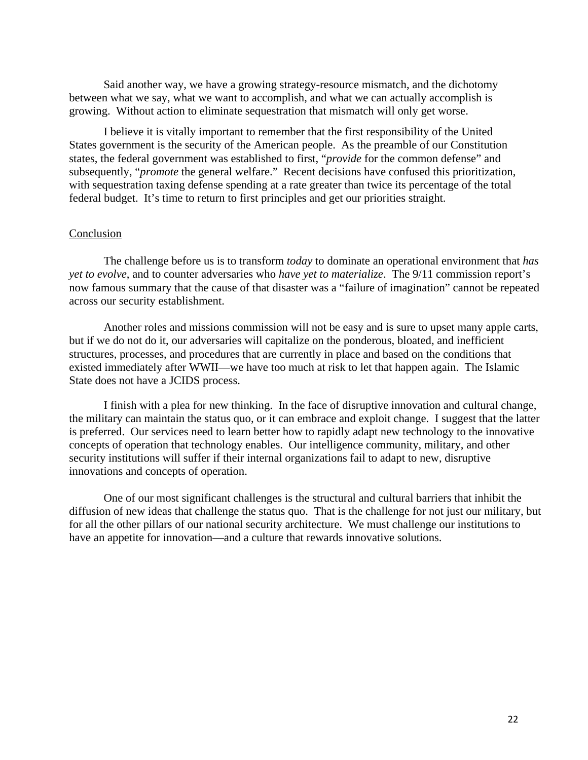Said another way, we have a growing strategy-resource mismatch, and the dichotomy between what we say, what we want to accomplish, and what we can actually accomplish is growing. Without action to eliminate sequestration that mismatch will only get worse.

I believe it is vitally important to remember that the first responsibility of the United States government is the security of the American people. As the preamble of our Constitution states, the federal government was established to first, "*provide* for the common defense" and subsequently, "*promote* the general welfare." Recent decisions have confused this prioritization, with sequestration taxing defense spending at a rate greater than twice its percentage of the total federal budget. It's time to return to first principles and get our priorities straight.

## Conclusion

The challenge before us is to transform *today* to dominate an operational environment that *has yet to evolve*, and to counter adversaries who *have yet to materialize*. The 9/11 commission report's now famous summary that the cause of that disaster was a "failure of imagination" cannot be repeated across our security establishment.

Another roles and missions commission will not be easy and is sure to upset many apple carts, but if we do not do it, our adversaries will capitalize on the ponderous, bloated, and inefficient structures, processes, and procedures that are currently in place and based on the conditions that existed immediately after WWII—we have too much at risk to let that happen again. The Islamic State does not have a JCIDS process.

I finish with a plea for new thinking. In the face of disruptive innovation and cultural change, the military can maintain the status quo, or it can embrace and exploit change. I suggest that the latter is preferred. Our services need to learn better how to rapidly adapt new technology to the innovative concepts of operation that technology enables. Our intelligence community, military, and other security institutions will suffer if their internal organizations fail to adapt to new, disruptive innovations and concepts of operation.

One of our most significant challenges is the structural and cultural barriers that inhibit the diffusion of new ideas that challenge the status quo. That is the challenge for not just our military, but for all the other pillars of our national security architecture. We must challenge our institutions to have an appetite for innovation—and a culture that rewards innovative solutions.